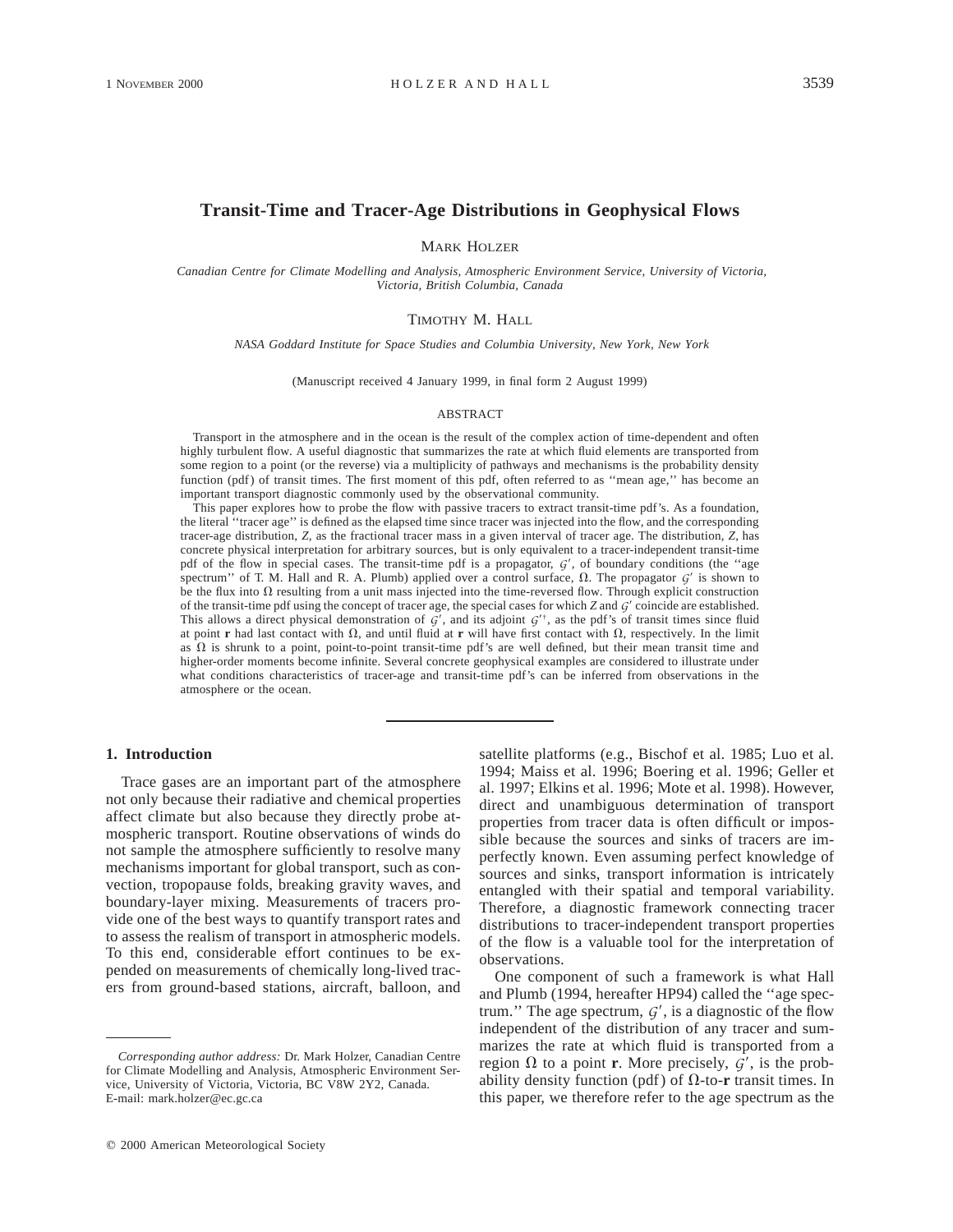# Transit-Time and Tracer-Age Distributions in Geophysical Flows

MARK HOLZER

*Canadian Centre for Climate Modelling and Analysis, Atmospheric Environment Service, University of Victoria, Victoria, British Columbia, Canada*

TIMOTHY M. HALL

*NASA Goddard Institute for Space Studies and Columbia University, New York, New York*

(Manuscript received 4 January 1999, in final form 2 August 1999)

## ABSTRACT

Transport in the atmosphere and in the ocean is the result of the complex action of time-dependent and often highly turbulent flow. A useful diagnostic that summarizes the rate at which fluid elements are transported from some region to a point (or the reverse) via a multiplicity of pathways and mechanisms is the probability density function (pdf) of transit times. The first moment of this pdf, often referred to as ''mean age,'' has become an important transport diagnostic commonly used by the observational community.

This paper explores how to probe the flow with passive tracers to extract transit-time pdf's. As a foundation, the literal ''tracer age'' is defined as the elapsed time since tracer was injected into the flow, and the corresponding tracer-age distribution, $Z$, as the fractional tracer mass in a given interval of tracer age. The distribution, $Z$, has concrete physical interpretation for arbitrary sources, but is only equivalent to a tracer-independent transit-time pdf of the flow in special cases. The transit-time pdf is a propagator, $\mathcal{G}'$, of boundary conditions (the ''age spectrum'' of T. M. Hall and R. A. Plumb) applied over a control surface, $\Omega$. The propagator $\mathcal{G}'$ is shown to be the flux into $\Omega$ resulting from a unit mass injected into the time-reversed flow. Through explicit construction of the transit-time pdf using the concept of tracer age, the special cases for which $Z$ and $\mathcal{G}'$ coincide are established. This allows a direct physical demonstration of $\mathcal{G}'$, and its adjoint $\mathcal{G}'^{\dagger}$, as the pdf's of transit times since fluid at point $\mathbf{r}$ had last contact with $\Omega$, and until fluid at $\mathbf{r}$ will have first contact with $\Omega$, respectively. In the limit as $\Omega$ is shrunk to a point, point-to-point transit-time pdf's are well defined, but their mean transit time and higher-order moments become infinite. Several concrete geophysical examples are considered to illustrate under what conditions characteristics of tracer-age and transit-time pdf's can be inferred from observations in the atmosphere or the ocean.

## 1. Introduction

Trace gases are an important part of the atmosphere not only because their radiative and chemical properties affect climate but also because they directly probe atmospheric transport. Routine observations of winds do not sample the atmosphere sufficiently to resolve many mechanisms important for global transport, such as convection, tropopause folds, breaking gravity waves, and boundary-layer mixing. Measurements of tracers provide one of the best ways to quantify transport rates and to assess the realism of transport in atmospheric models. To this end, considerable effort continues to be expended on measurements of chemically long-lived tracers from ground-based stations, aircraft, balloon, and satellite platforms (e.g., Bischof et al. 1985; Luo et al. 1994; Maiss et al. 1996; Boering et al. 1996; Geller et al. 1997; Elkins et al. 1996; Mote et al. 1998). However, direct and unambiguous determination of transport properties from tracer data is often difficult or impossible because the sources and sinks of tracers are imperfectly known. Even assuming perfect knowledge of sources and sinks, transport information is intricately entangled with their spatial and temporal variability. Therefore, a diagnostic framework connecting tracer distributions to tracer-independent transport properties of the flow is a valuable tool for the interpretation of observations.

One component of such a framework is what Hall and Plumb (1994, hereafter HP94) called the ''age spectrum.'' The age spectrum, $\mathcal{G}'$, is a diagnostic of the flow independent of the distribution of any tracer and summarizes the rate at which fluid is transported from a region $\Omega$ to a point $\mathbf{r}$. More precisely, $\mathcal{G}'$, is the probability density function (pdf) of $\Omega$-to-$\mathbf{r}$ transit times. In this paper, we therefore refer to the age spectrum as the

*Corresponding author address:* Dr. Mark Holzer, Canadian Centre for Climate Modelling and Analysis, Atmospheric Environment Service, University of Victoria, Victoria, BC V8W 2Y2, Canada.
E-mail: mark.holzer@ec.gc.ca

© 2000 American Meteorological Society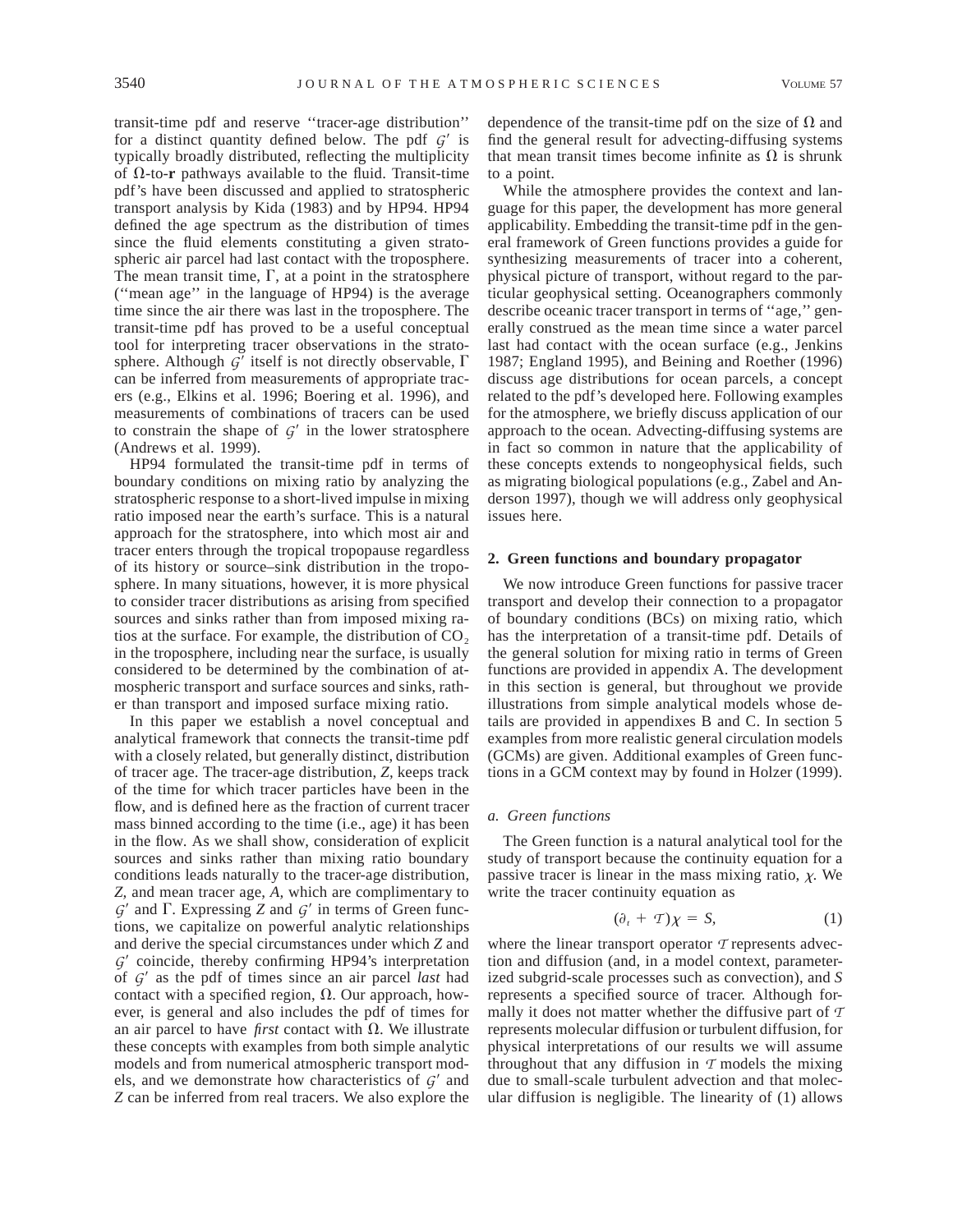transit-time pdf and reserve ''tracer-age distribution'' for a distinct quantity defined below. The pdf $\mathcal{G}'$ is typically broadly distributed, reflecting the multiplicity of $\Omega$-to-$\mathbf{r}$ pathways available to the fluid. Transit-time pdf's have been discussed and applied to stratospheric transport analysis by Kida (1983) and by HP94. HP94 defined the age spectrum as the distribution of times since the fluid elements constituting a given stratospheric air parcel had last contact with the troposphere. The mean transit time, $\Gamma$, at a point in the stratosphere (''mean age'' in the language of HP94) is the average time since the air there was last in the troposphere. The transit-time pdf has proved to be a useful conceptual tool for interpreting tracer observations in the stratosphere. Although $\mathcal{G}'$ itself is not directly observable, $\Gamma$ can be inferred from measurements of appropriate tracers (e.g., Elkins et al. 1996; Boering et al. 1996), and measurements of combinations of tracers can be used to constrain the shape of $\mathcal{G}'$ in the lower stratosphere (Andrews et al. 1999).

HP94 formulated the transit-time pdf in terms of boundary conditions on mixing ratio by analyzing the stratospheric response to a short-lived impulse in mixing ratio imposed near the earth's surface. This is a natural approach for the stratosphere, into which most air and tracer enters through the tropical tropopause regardless of its history or source–sink distribution in the troposphere. In many situations, however, it is more physical to consider tracer distributions as arising from specified sources and sinks rather than from imposed mixing ratios at the surface. For example, the distribution of $CO_2$ in the troposphere, including near the surface, is usually considered to be determined by the combination of atmospheric transport and surface sources and sinks, rather than transport and imposed surface mixing ratio.

In this paper we establish a novel conceptual and analytical framework that connects the transit-time pdf with a closely related, but generally distinct, distribution of tracer age. The tracer-age distribution, $Z$, keeps track of the time for which tracer particles have been in the flow, and is defined here as the fraction of current tracer mass binned according to the time (i.e., age) it has been in the flow. As we shall show, consideration of explicit sources and sinks rather than mixing ratio boundary conditions leads naturally to the tracer-age distribution, $Z$, and mean tracer age, $A$, which are complimentary to $\mathcal{G}'$ and $\Gamma$. Expressing $Z$ and $\mathcal{G}'$ in terms of Green functions, we capitalize on powerful analytic relationships and derive the special circumstances under which $Z$ and $\mathcal{G}'$ coincide, thereby confirming HP94's interpretation of $\mathcal{G}'$ as the pdf of times since an air parcel *last* had contact with a specified region, $\Omega$. Our approach, however, is general and also includes the pdf of times for an air parcel to have *first* contact with $\Omega$. We illustrate these concepts with examples from both simple analytic models and from numerical atmospheric transport models, and we demonstrate how characteristics of $\mathcal{G}'$ and $Z$ can be inferred from real tracers. We also explore the dependence of the transit-time pdf on the size of $\Omega$ and find the general result for advecting-diffusing systems that mean transit times become infinite as $\Omega$ is shrunk to a point.

While the atmosphere provides the context and language for this paper, the development has more general applicability. Embedding the transit-time pdf in the general framework of Green functions provides a guide for synthesizing measurements of tracer into a coherent, physical picture of transport, without regard to the particular geophysical setting. Oceanographers commonly describe oceanic tracer transport in terms of ''age,'' generally construed as the mean time since a water parcel last had contact with the ocean surface (e.g., Jenkins 1987; England 1995), and Beining and Roether (1996) discuss age distributions for ocean parcels, a concept related to the pdf's developed here. Following examples for the atmosphere, we briefly discuss application of our approach to the ocean. Advecting-diffusing systems are in fact so common in nature that the applicability of these concepts extends to nongeophysical fields, such as migrating biological populations (e.g., Zabel and Anderson 1997), though we will address only geophysical issues here.

## 2. Green functions and boundary propagator

We now introduce Green functions for passive tracer transport and develop their connection to a propagator of boundary conditions (BCs) on mixing ratio, which has the interpretation of a transit-time pdf. Details of the general solution for mixing ratio in terms of Green functions are provided in appendix A. The development in this section is general, but throughout we provide illustrations from simple analytical models whose details are provided in appendixes B and C. In section 5 examples from more realistic general circulation models (GCMs) are given. Additional examples of Green functions in a GCM context may by found in Holzer (1999).

### a. Green functions

The Green function is a natural analytical tool for the study of transport because the continuity equation for a passive tracer is linear in the mass mixing ratio, $\chi$. We write the tracer continuity equation as

$$(\partial_t + \mathcal{T})\chi = S, \tag{1}$$

where the linear transport operator $\mathcal{T}$ represents advection and diffusion (and, in a model context, parameterized subgrid-scale processes such as convection), and $S$ represents a specified source of tracer. Although formally it does not matter whether the diffusive part of $\mathcal{T}$ represents molecular diffusion or turbulent diffusion, for physical interpretations of our results we will assume throughout that any diffusion in $\mathcal{T}$ models the mixing due to small-scale turbulent advection and that molecular diffusion is negligible. The linearity of (1) allows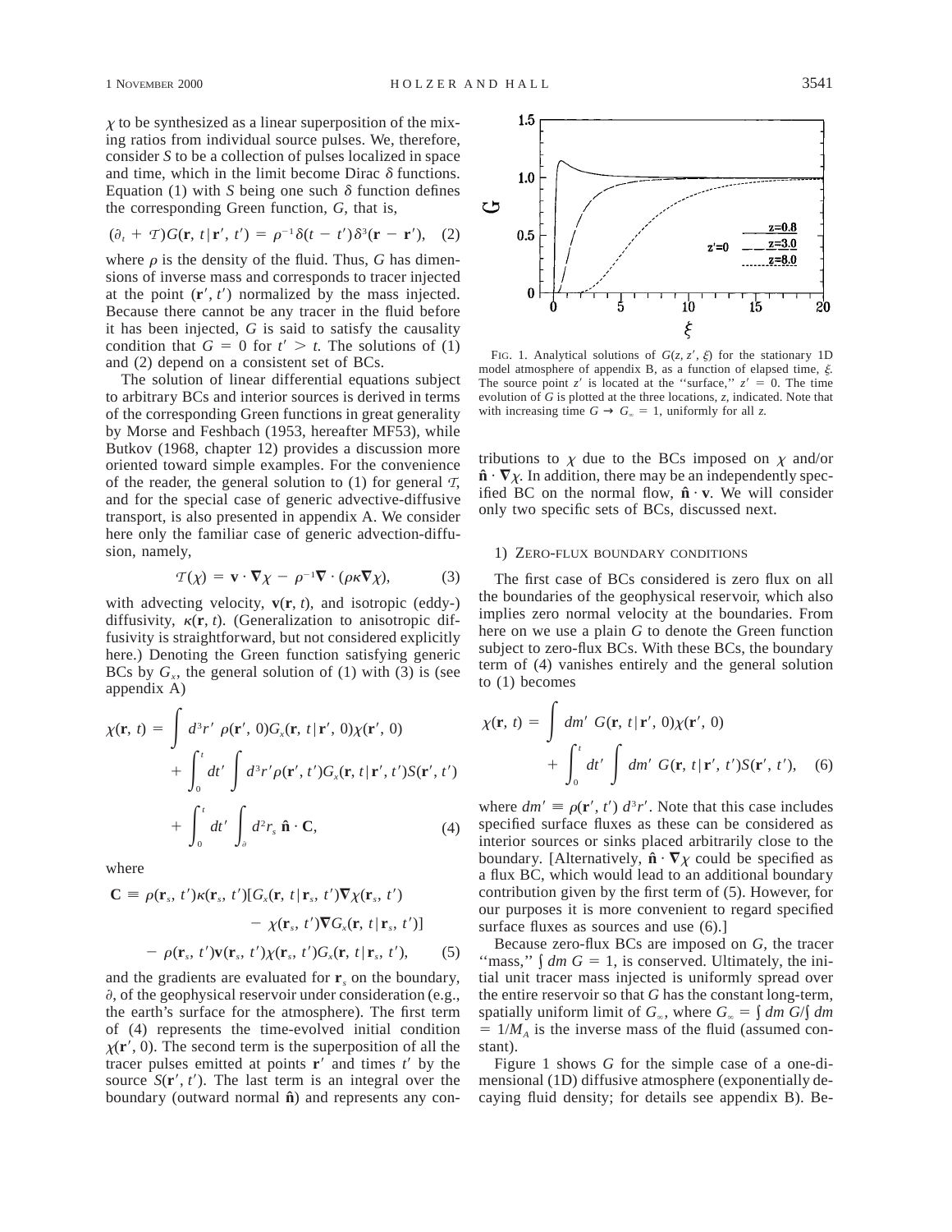$\chi$ to be synthesized as a linear superposition of the mixing ratios from individual source pulses. We, therefore, consider $S$ to be a collection of pulses localized in space and time, which in the limit become Dirac $\delta$ functions. Equation (1) with $S$ being one such $\delta$ function defines the corresponding Green function, $G$, that is,

$$(\partial_t + \mathcal{T})G(\mathbf{r}, t|\mathbf{r}', t') = \rho^{-1}\delta(t - t')\delta^3(\mathbf{r} - \mathbf{r}'), \quad (2)$$

where $\rho$ is the density of the fluid. Thus, $G$ has dimensions of inverse mass and corresponds to tracer injected at the point $(\mathbf{r}', t')$ normalized by the mass injected. Because there cannot be any tracer in the fluid before it has been injected, $G$ is said to satisfy the causality condition that $G = 0$ for $t' > t$. The solutions of (1) and (2) depend on a consistent set of BCs.

The solution of linear differential equations subject to arbitrary BCs and interior sources is derived in terms of the corresponding Green functions in great generality by Morse and Feshbach (1953, hereafter MF53), while Butkov (1968, chapter 12) provides a discussion more oriented toward simple examples. For the convenience of the reader, the general solution to (1) for general $\mathcal{T}$, and for the special case of generic advective-diffusive transport, is also presented in appendix A. We consider here only the familiar case of generic advection-diffusion, namely,

$$\mathcal{T}(\chi) = \mathbf{v} \cdot \nabla\chi - \rho^{-1}\nabla \cdot (\rho\kappa\nabla\chi), \quad (3)$$

with advecting velocity, $\mathbf{v}(\mathbf{r}, t)$, and isotropic (eddy-) diffusivity, $\kappa(\mathbf{r}, t)$. (Generalization to anisotropic diffusivity is straightforward, but not considered explicitly here.) Denoting the Green function satisfying generic BCs by $G_x$, the general solution of (1) with (3) is (see appendix A)

$$\begin{aligned}
\chi(\mathbf{r}, t) = &\int d^3r'\, \rho(\mathbf{r}', 0)G_x(\mathbf{r}, t|\mathbf{r}', 0)\chi(\mathbf{r}', 0) \\
&+ \int_0^t dt' \int d^3r' \rho(\mathbf{r}', t')G_x(\mathbf{r}, t|\mathbf{r}', t')S(\mathbf{r}', t') \\
&+ \int_0^t dt' \int_\partial d^2r_s\, \hat{\mathbf{n}} \cdot \mathbf{C}, \quad (4)
\end{aligned}$$

where

$$\begin{aligned}
\mathbf{C} \equiv\; &\rho(\mathbf{r}_s, t')\kappa(\mathbf{r}_s, t')[G_x(\mathbf{r}, t|\mathbf{r}_s, t')\nabla\chi(\mathbf{r}_s, t') \\
&- \chi(\mathbf{r}_s, t')\nabla G_x(\mathbf{r}, t|\mathbf{r}_s, t')] \\
&- \rho(\mathbf{r}_s, t')\mathbf{v}(\mathbf{r}_s, t')\chi(\mathbf{r}_s, t')G_x(\mathbf{r}, t|\mathbf{r}_s, t'), \quad (5)
\end{aligned}$$

and the gradients are evaluated for $\mathbf{r}_s$ on the boundary, $\partial$, of the geophysical reservoir under consideration (e.g., the earth's surface for the atmosphere). The first term of (4) represents the time-evolved initial condition $\chi(\mathbf{r}', 0)$. The second term is the superposition of all the tracer pulses emitted at points $\mathbf{r}'$ and times $t'$ by the source $S(\mathbf{r}', t')$. The last term is an integral over the boundary (outward normal $\hat{\mathbf{n}}$) and represents any contributions to $\chi$ due to the BCs imposed on $\chi$ and/or $\hat{\mathbf{n}} \cdot \nabla\chi$. In addition, there may be an independently specified BC on the normal flow, $\hat{\mathbf{n}} \cdot \mathbf{v}$. We will consider only two specific sets of BCs, discussed next.

FIG. 1. Analytical solutions of $G(z, z', \xi)$ for the stationary 1D model atmosphere of appendix B, as a function of elapsed time, $\xi$. The source point $z'$ is located at the "surface," $z' = 0$. The time evolution of $G$ is plotted at the three locations, $z$, indicated. Note that with increasing time $G \rightarrow G_\infty = 1$, uniformly for all $z$.

### 1) Zero-flux boundary conditions

The first case of BCs considered is zero flux on all the boundaries of the geophysical reservoir, which also implies zero normal velocity at the boundaries. From here on we use a plain $G$ to denote the Green function subject to zero-flux BCs. With these BCs, the boundary term of (4) vanishes entirely and the general solution to (1) becomes

$$\begin{aligned}
\chi(\mathbf{r}, t) = &\int dm'\, G(\mathbf{r}, t|\mathbf{r}', 0)\chi(\mathbf{r}', 0) \\
&+ \int_0^t dt' \int dm'\, G(\mathbf{r}, t|\mathbf{r}', t')S(\mathbf{r}', t'), \quad (6)
\end{aligned}$$

where $dm' \equiv \rho(\mathbf{r}', t')\, d^3r'$. Note that this case includes specified surface fluxes as these can be considered as interior sources or sinks placed arbitrarily close to the boundary. [Alternatively, $\hat{\mathbf{n}} \cdot \nabla\chi$ could be specified as a flux BC, which would lead to an additional boundary contribution given by the first term of (5). However, for our purposes it is more convenient to regard specified surface fluxes as sources and use (6).]

Because zero-flux BCs are imposed on $G$, the tracer "mass," $\int dm\, G = 1$, is conserved. Ultimately, the initial unit tracer mass injected is uniformly spread over the entire reservoir so that $G$ has the constant long-term, spatially uniform limit of $G_\infty$, where $G_\infty = \int dm\, G / \int dm = 1/M_A$ is the inverse mass of the fluid (assumed constant).

Figure 1 shows $G$ for the simple case of a one-dimensional (1D) diffusive atmosphere (exponentially decaying fluid density; for details see appendix B). Be-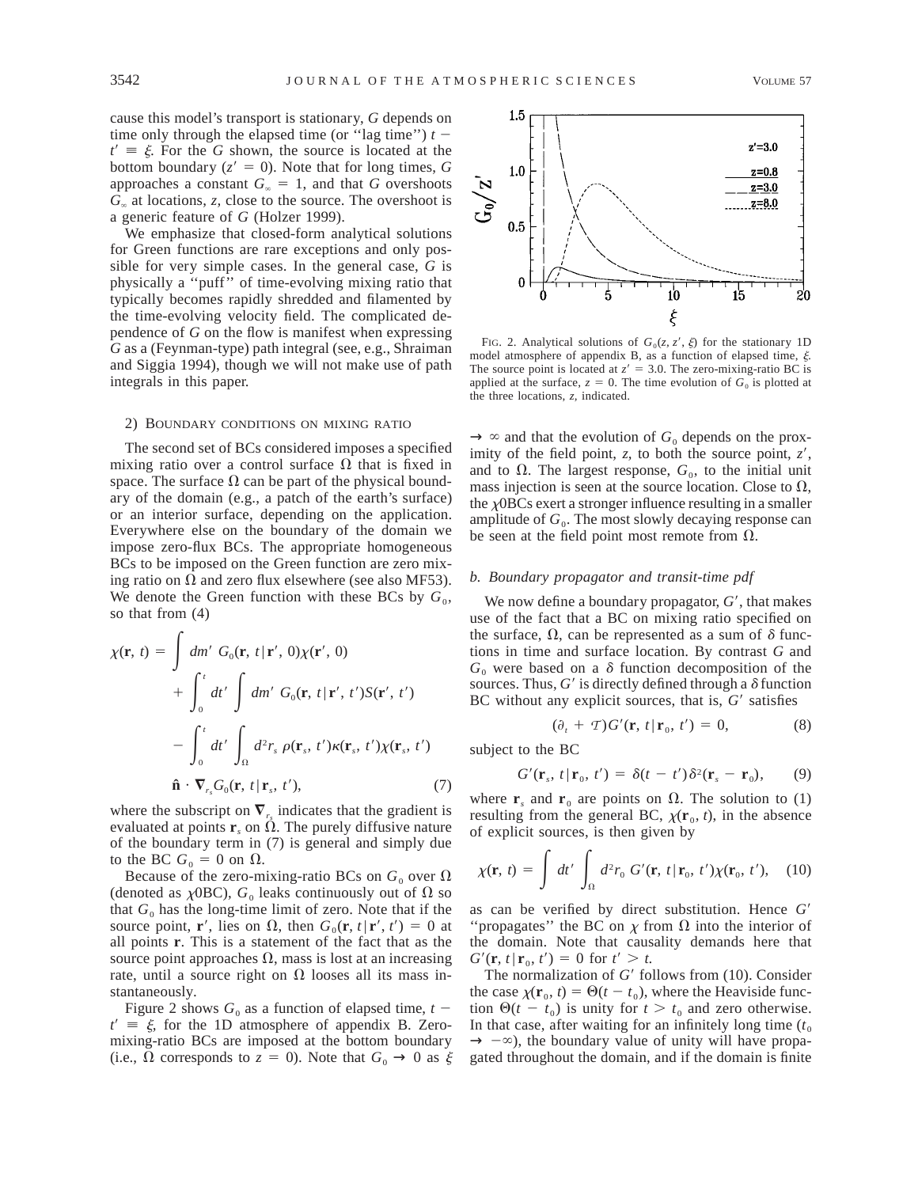cause this model's transport is stationary, $G$ depends on time only through the elapsed time (or ''lag time'') $t - t' \equiv \xi$. For the $G$ shown, the source is located at the bottom boundary ($z' = 0$). Note that for long times, $G$ approaches a constant $G_\infty = 1$, and that $G$ overshoots $G_\infty$ at locations, $z$, close to the source. The overshoot is a generic feature of $G$ (Holzer 1999).

We emphasize that closed-form analytical solutions for Green functions are rare exceptions and only possible for very simple cases. In the general case, $G$ is physically a ''puff'' of time-evolving mixing ratio that typically becomes rapidly shredded and filamented by the time-evolving velocity field. The complicated dependence of $G$ on the flow is manifest when expressing $G$ as a (Feynman-type) path integral (see, e.g., Shraiman and Siggia 1994), though we will not make use of path integrals in this paper.

#### 2) Boundary conditions on mixing ratio

The second set of BCs considered imposes a specified mixing ratio over a control surface $\Omega$ that is fixed in space. The surface $\Omega$ can be part of the physical boundary of the domain (e.g., a patch of the earth's surface) or an interior surface, depending on the application. Everywhere else on the boundary of the domain we impose zero-flux BCs. The appropriate homogeneous BCs to be imposed on the Green function are zero mixing ratio on $\Omega$ and zero flux elsewhere (see also MF53). We denote the Green function with these BCs by $G_0$, so that from (4)

$$\chi(\mathbf{r}, t) = \int dm'\ G_0(\mathbf{r}, t|\mathbf{r}', 0)\chi(\mathbf{r}', 0) + \int_0^t dt' \int dm'\ G_0(\mathbf{r}, t|\mathbf{r}', t')S(\mathbf{r}', t') - \int_0^t dt' \int_\Omega d^2r_s\ \rho(\mathbf{r}_s, t')\kappa(\mathbf{r}_s, t')\chi(\mathbf{r}_s, t')\ \hat{\mathbf{n}} \cdot \nabla_{r_s} G_0(\mathbf{r}, t|\mathbf{r}_s, t'), \quad (7)$$

where the subscript on $\nabla_{r_s}$ indicates that the gradient is evaluated at points $\mathbf{r}_s$ on $\Omega$. The purely diffusive nature of the boundary term in (7) is general and simply due to the BC $G_0 = 0$ on $\Omega$.

Because of the zero-mixing-ratio BCs on $G_0$ over $\Omega$ (denoted as $\chi$0BC), $G_0$ leaks continuously out of $\Omega$ so that $G_0$ has the long-time limit of zero. Note that if the source point, $\mathbf{r}'$, lies on $\Omega$, then $G_0(\mathbf{r}, t|\mathbf{r}', t') = 0$ at all points $\mathbf{r}$. This is a statement of the fact that as the source point approaches $\Omega$, mass is lost at an increasing rate, until a source right on $\Omega$ looses all its mass instantaneously.

Figure 2 shows $G_0$ as a function of elapsed time, $t - t' \equiv \xi$, for the 1D atmosphere of appendix B. Zero-mixing-ratio BCs are imposed at the bottom boundary (i.e., $\Omega$ corresponds to $z = 0$). Note that $G_0 \to 0$ as $\xi \to \infty$ and that the evolution of $G_0$ depends on the proximity of the field point, $z$, to both the source point, $z'$, and to $\Omega$. The largest response, $G_0$, to the initial unit mass injection is seen at the source location. Close to $\Omega$, the $\chi$0BCs exert a stronger influence resulting in a smaller amplitude of $G_0$. The most slowly decaying response can be seen at the field point most remote from $\Omega$.

Fig. 2. Analytical solutions of $G_0(z, z', \xi)$ for the stationary 1D model atmosphere of appendix B, as a function of elapsed time, $\xi$. The source point is located at $z' = 3.0$. The zero-mixing-ratio BC is applied at the surface, $z = 0$. The time evolution of $G_0$ is plotted at the three locations, $z$, indicated.

### b. Boundary propagator and transit-time pdf

We now define a boundary propagator, $G'$, that makes use of the fact that a BC on mixing ratio specified on the surface, $\Omega$, can be represented as a sum of $\delta$ functions in time and surface location. By contrast $G$ and $G_0$ were based on a $\delta$ function decomposition of the sources. Thus, $G'$ is directly defined through a $\delta$ function BC without any explicit sources, that is, $G'$ satisfies

$$(\partial_t + \mathcal{T})G'(\mathbf{r}, t|\mathbf{r}_0, t') = 0, \quad (8)$$

subject to the BC

$$G'(\mathbf{r}_s, t|\mathbf{r}_0, t') = \delta(t - t')\delta^2(\mathbf{r}_s - \mathbf{r}_0), \quad (9)$$

where $\mathbf{r}_s$ and $\mathbf{r}_0$ are points on $\Omega$. The solution to (1) resulting from the general BC, $\chi(\mathbf{r}_0, t)$, in the absence of explicit sources, is then given by

$$\chi(\mathbf{r}, t) = \int dt' \int_\Omega d^2r_0\ G'(\mathbf{r}, t|\mathbf{r}_0, t')\chi(\mathbf{r}_0, t'), \quad (10)$$

as can be verified by direct substitution. Hence $G'$ ''propagates'' the BC on $\chi$ from $\Omega$ into the interior of the domain. Note that causality demands here that $G'(\mathbf{r}, t|\mathbf{r}_0, t') = 0$ for $t' > t$.

The normalization of $G'$ follows from (10). Consider the case $\chi(\mathbf{r}_0, t) = \Theta(t - t_0)$, where the Heaviside function $\Theta(t - t_0)$ is unity for $t > t_0$ and zero otherwise. In that case, after waiting for an infinitely long time ($t_0 \to -\infty$), the boundary value of unity will have propagated throughout the domain, and if the domain is finite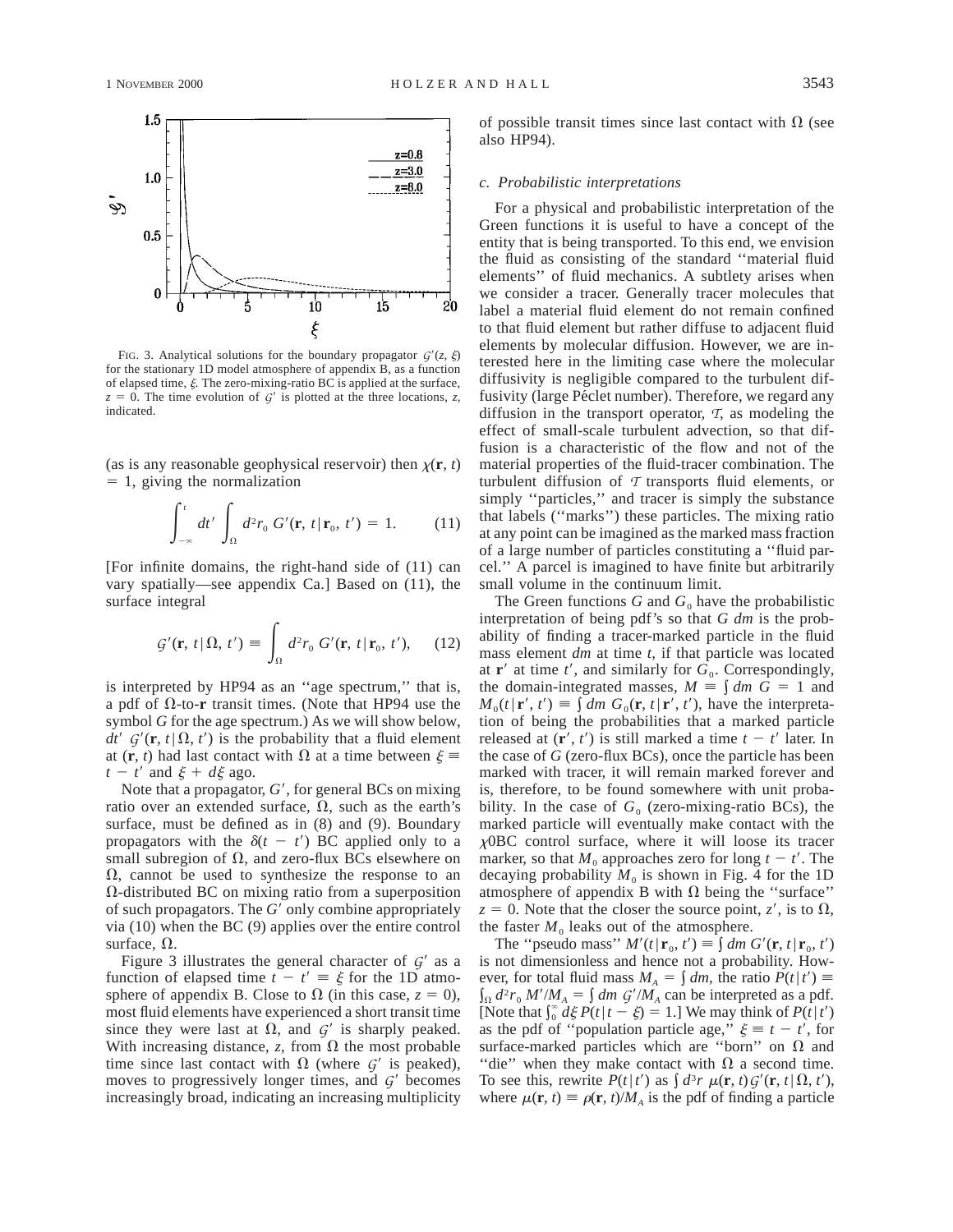FIG. 3. Analytical solutions for the boundary propagator $\mathcal{G}'(z, \xi)$ for the stationary 1D model atmosphere of appendix B, as a function of elapsed time, $\xi$. The zero-mixing-ratio BC is applied at the surface, $z = 0$. The time evolution of $\mathcal{G}'$ is plotted at the three locations, $z$, indicated.

(as is any reasonable geophysical reservoir) then $\chi(\mathbf{r}, t) = 1$, giving the normalization

$$\int_{-\infty}^{t} dt' \int_{\Omega} d^2 r_0\, G'(\mathbf{r}, t \,|\, \mathbf{r}_0, t') = 1. \qquad (11)$$

[For infinite domains, the right-hand side of (11) can vary spatially—see appendix Ca.] Based on (11), the surface integral

$$\mathcal{G}'(\mathbf{r}, t \,|\, \Omega, t') \equiv \int_{\Omega} d^2 r_0\, G'(\mathbf{r}, t \,|\, \mathbf{r}_0, t'), \qquad (12)$$

is interpreted by HP94 as an ''age spectrum,'' that is, a pdf of $\Omega$-to-$\mathbf{r}$ transit times. (Note that HP94 use the symbol $G$ for the age spectrum.) As we will show below, $dt'\, \mathcal{G}'(\mathbf{r}, t \,|\, \Omega, t')$ is the probability that a fluid element at $(\mathbf{r}, t)$ had last contact with $\Omega$ at a time between $\xi \equiv t - t'$ and $\xi + d\xi$ ago.

Note that a propagator, $G'$, for general BCs on mixing ratio over an extended surface, $\Omega$, such as the earth's surface, must be defined as in (8) and (9). Boundary propagators with the $\delta(t - t')$ BC applied only to a small subregion of $\Omega$, and zero-flux BCs elsewhere on $\Omega$, cannot be used to synthesize the response to an $\Omega$-distributed BC on mixing ratio from a superposition of such propagators. The $G'$ only combine appropriately via (10) when the BC (9) applies over the entire control surface, $\Omega$.

Figure 3 illustrates the general character of $\mathcal{G}'$ as a function of elapsed time $t - t' \equiv \xi$ for the 1D atmosphere of appendix B. Close to $\Omega$ (in this case, $z = 0$), most fluid elements have experienced a short transit time since they were last at $\Omega$, and $\mathcal{G}'$ is sharply peaked. With increasing distance, $z$, from $\Omega$ the most probable time since last contact with $\Omega$ (where $\mathcal{G}'$ is peaked), moves to progressively longer times, and $\mathcal{G}'$ becomes increasingly broad, indicating an increasing multiplicity of possible transit times since last contact with $\Omega$ (see also HP94).

### *c. Probabilistic interpretations*

For a physical and probabilistic interpretation of the Green functions it is useful to have a concept of the entity that is being transported. To this end, we envision the fluid as consisting of the standard ''material fluid elements'' of fluid mechanics. A subtlety arises when we consider a tracer. Generally tracer molecules that label a material fluid element do not remain confined to that fluid element but rather diffuse to adjacent fluid elements by molecular diffusion. However, we are interested here in the limiting case where the molecular diffusivity is negligible compared to the turbulent diffusivity (large Péclet number). Therefore, we regard any diffusion in the transport operator, $\mathcal{T}$, as modeling the effect of small-scale turbulent advection, so that diffusion is a characteristic of the flow and not of the material properties of the fluid-tracer combination. The turbulent diffusion of $\mathcal{T}$ transports fluid elements, or simply ''particles,'' and tracer is simply the substance that labels (''marks'') these particles. The mixing ratio at any point can be imagined as the marked mass fraction of a large number of particles constituting a ''fluid parcel.'' A parcel is imagined to have finite but arbitrarily small volume in the continuum limit.

The Green functions $G$ and $G_0$ have the probabilistic interpretation of being pdf's so that $G\, dm$ is the probability of finding a tracer-marked particle in the fluid mass element $dm$ at time $t$, if that particle was located at $\mathbf{r}'$ at time $t'$, and similarly for $G_0$. Correspondingly, the domain-integrated masses, $M \equiv \int dm\, G = 1$ and $M_0(t \,|\, \mathbf{r}', t') \equiv \int dm\, G_0(\mathbf{r}, t \,|\, \mathbf{r}', t')$, have the interpretation of being the probabilities that a marked particle released at $(\mathbf{r}', t')$ is still marked a time $t - t'$ later. In the case of $G$ (zero-flux BCs), once the particle has been marked with tracer, it will remain marked forever and is, therefore, to be found somewhere with unit probability. In the case of $G_0$ (zero-mixing-ratio BCs), the marked particle will eventually make contact with the $\chi$0BC control surface, where it will loose its tracer marker, so that $M_0$ approaches zero for long $t - t'$. The decaying probability $M_0$ is shown in Fig. 4 for the 1D atmosphere of appendix B with $\Omega$ being the ''surface'' $z = 0$. Note that the closer the source point, $z'$, is to $\Omega$, the faster $M_0$ leaks out of the atmosphere.

The ''pseudo mass'' $M'(t \,|\, \mathbf{r}_0, t') \equiv \int dm\, G'(\mathbf{r}, t \,|\, \mathbf{r}_0, t')$ is not dimensionless and hence not a probability. However, for total fluid mass $M_A = \int dm$, the ratio $P(t \,|\, t') \equiv \int_{\Omega} d^2 r_0\, M'/M_A = \int dm\, \mathcal{G}'/M_A$ can be interpreted as a pdf. [Note that $\int_0^{\infty} d\xi\, P(t \,|\, t - \xi) = 1$.] We may think of $P(t \,|\, t')$ as the pdf of ''population particle age,'' $\xi \equiv t - t'$, for surface-marked particles which are ''born'' on $\Omega$ and ''die'' when they make contact with $\Omega$ a second time. To see this, rewrite $P(t \,|\, t')$ as $\int d^3 r\, \mu(\mathbf{r}, t) \mathcal{G}'(\mathbf{r}, t \,|\, \Omega, t')$, where $\mu(\mathbf{r}, t) \equiv \rho(\mathbf{r}, t)/M_A$ is the pdf of finding a particle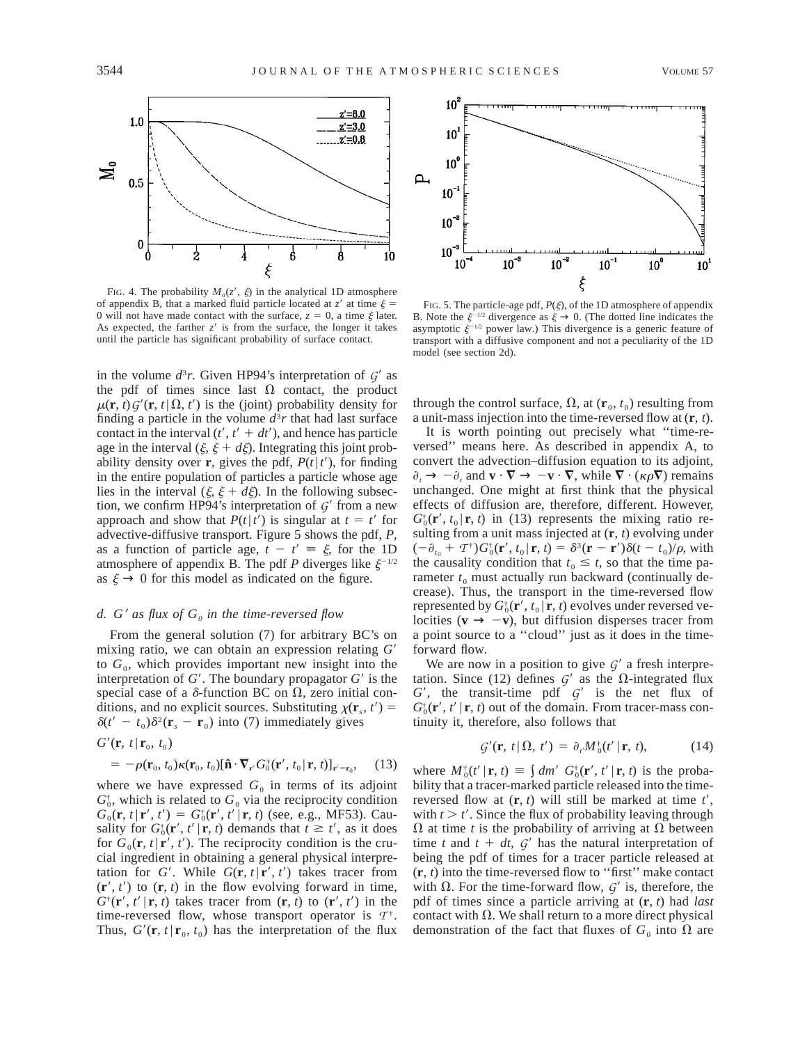FIG. 4. The probability $M_0(z', \xi)$ in the analytical 1D atmosphere of appendix B, that a marked fluid particle located at $z'$ at time $\xi = 0$ will not have made contact with the surface, $z = 0$, a time $\xi$ later. As expected, the farther $z'$ is from the surface, the longer it takes until the particle has significant probability of surface contact.

FIG. 5. The particle-age pdf, $P(\xi)$, of the 1D atmosphere of appendix B. Note the $\xi^{-1/2}$ divergence as $\xi \to 0$. (The dotted line indicates the asymptotic $\xi^{-1/2}$ power law.) This divergence is a generic feature of transport with a diffusive component and not a peculiarity of the 1D model (see section 2d).

in the volume $d^3r$. Given HP94's interpretation of $\mathcal{G}'$ as the pdf of times since last $\Omega$ contact, the product $\mu(\mathbf{r}, t)\mathcal{G}'(\mathbf{r}, t|\Omega, t')$ is the (joint) probability density for finding a particle in the volume $d^3r$ that had last surface contact in the interval $(t', t' + dt')$, and hence has particle age in the interval $(\xi, \xi + d\xi)$. Integrating this joint probability density over $\mathbf{r}$, gives the pdf, $P(t|t')$, for finding in the entire population of particles a particle whose age lies in the interval $(\xi, \xi + d\xi)$. In the following subsection, we confirm HP94's interpretation of $\mathcal{G}'$ from a new approach and show that $P(t|t')$ is singular at $t = t'$ for advective-diffusive transport. Figure 5 shows the pdf, $P$, as a function of particle age, $t - t' \equiv \xi$, for the 1D atmosphere of appendix B. The pdf $P$ diverges like $\xi^{-1/2}$ as $\xi \to 0$ for this model as indicated on the figure.

### *d. $G'$ as flux of $G_0$ in the time-reversed flow*

From the general solution (7) for arbitrary BC's on mixing ratio, we can obtain an expression relating $G'$ to $G_0$, which provides important new insight into the interpretation of $G'$. The boundary propagator $G'$ is the special case of a $\delta$-function BC on $\Omega$, zero initial conditions, and no explicit sources. Substituting $\chi(\mathbf{r}_s, t') = \delta(t' - t_0)\delta^2(\mathbf{r}_s - \mathbf{r}_0)$ into (7) immediately gives

$$G'(\mathbf{r}, t|\mathbf{r}_0, t_0) = -\rho(\mathbf{r}_0, t_0)\kappa(\mathbf{r}_0, t_0)[\hat{\mathbf{n}} \cdot \nabla_{\mathbf{r}'} G_0^\dagger(\mathbf{r}', t_0|\mathbf{r}, t)]_{\mathbf{r}'=\mathbf{r}_0}, \quad (13)$$

where we have expressed $G_0$ in terms of its adjoint $G_0^\dagger$, which is related to $G_0$ via the reciprocity condition $G_0(\mathbf{r}, t|\mathbf{r}', t') = G_0^\dagger(\mathbf{r}', t'|\mathbf{r}, t)$ (see, e.g., MF53). Causality for $G_0^\dagger(\mathbf{r}', t'|\mathbf{r}, t)$ demands that $t \geq t'$, as it does for $G_0(\mathbf{r}, t|\mathbf{r}', t')$. The reciprocity condition is the crucial ingredient in obtaining a general physical interpretation for $G'$. While $G(\mathbf{r}, t|\mathbf{r}', t')$ takes tracer from $(\mathbf{r}', t')$ to $(\mathbf{r}, t)$ in the flow evolving forward in time, $G^\dagger(\mathbf{r}', t'|\mathbf{r}, t)$ takes tracer from $(\mathbf{r}, t)$ to $(\mathbf{r}', t')$ in the time-reversed flow, whose transport operator is $\mathcal{T}^\dagger$. Thus, $G'(\mathbf{r}, t|\mathbf{r}_0, t_0)$ has the interpretation of the flux through the control surface, $\Omega$, at $(\mathbf{r}_0, t_0)$ resulting from a unit-mass injection into the time-reversed flow at $(\mathbf{r}, t)$.

It is worth pointing out precisely what "time-reversed" means here. As described in appendix A, to convert the advection–diffusion equation to its adjoint, $\partial_t \to -\partial_t$ and $\mathbf{v} \cdot \nabla \to -\mathbf{v} \cdot \nabla$, while $\nabla \cdot (\kappa\rho\nabla)$ remains unchanged. One might at first think that the physical effects of diffusion are, therefore, different. However, $G_0^\dagger(\mathbf{r}', t_0|\mathbf{r}, t)$ in (13) represents the mixing ratio resulting from a unit mass injected at $(\mathbf{r}, t)$ evolving under $(-\partial_{t_0} + \mathcal{T}^\dagger)G_0^\dagger(\mathbf{r}', t_0|\mathbf{r}, t) = \delta^3(\mathbf{r} - \mathbf{r}')\delta(t - t_0)/\rho$, with the causality condition that $t_0 \leq t$, so that the time parameter $t_0$ must actually run backward (continually decrease). Thus, the transport in the time-reversed flow represented by $G_0^\dagger(\mathbf{r}', t_0|\mathbf{r}, t)$ evolves under reversed velocities ($\mathbf{v} \to -\mathbf{v}$), but diffusion disperses tracer from a point source to a "cloud" just as it does in the time-forward flow.

We are now in a position to give $\mathcal{G}'$ a fresh interpretation. Since (12) defines $\mathcal{G}'$ as the $\Omega$-integrated flux $G'$, the transit-time pdf $\mathcal{G}'$ is the net flux of $G_0^\dagger(\mathbf{r}', t'|\mathbf{r}, t)$ out of the domain. From tracer-mass continuity it, therefore, also follows that

$$\mathcal{G}'(\mathbf{r}, t|\Omega, t') = \partial_{t'} M_0^\dagger(t'|\mathbf{r}, t), \quad (14)$$

where $M_0^\dagger(t'|\mathbf{r}, t) \equiv \int dm'\, G_0^\dagger(\mathbf{r}', t'|\mathbf{r}, t)$ is the probability that a tracer-marked particle released into the time-reversed flow at $(\mathbf{r}, t)$ will still be marked at time $t'$, with $t > t'$. Since the flux of probability leaving through $\Omega$ at time $t$ is the probability of arriving at $\Omega$ between time $t$ and $t + dt$, $\mathcal{G}'$ has the natural interpretation of being the pdf of times for a tracer particle released at $(\mathbf{r}, t)$ into the time-reversed flow to "first" make contact with $\Omega$. For the time-forward flow, $\mathcal{G}'$ is, therefore, the pdf of times since a particle arriving at $(\mathbf{r}, t)$ had *last* contact with $\Omega$. We shall return to a more direct physical demonstration of the fact that fluxes of $G_0$ into $\Omega$ are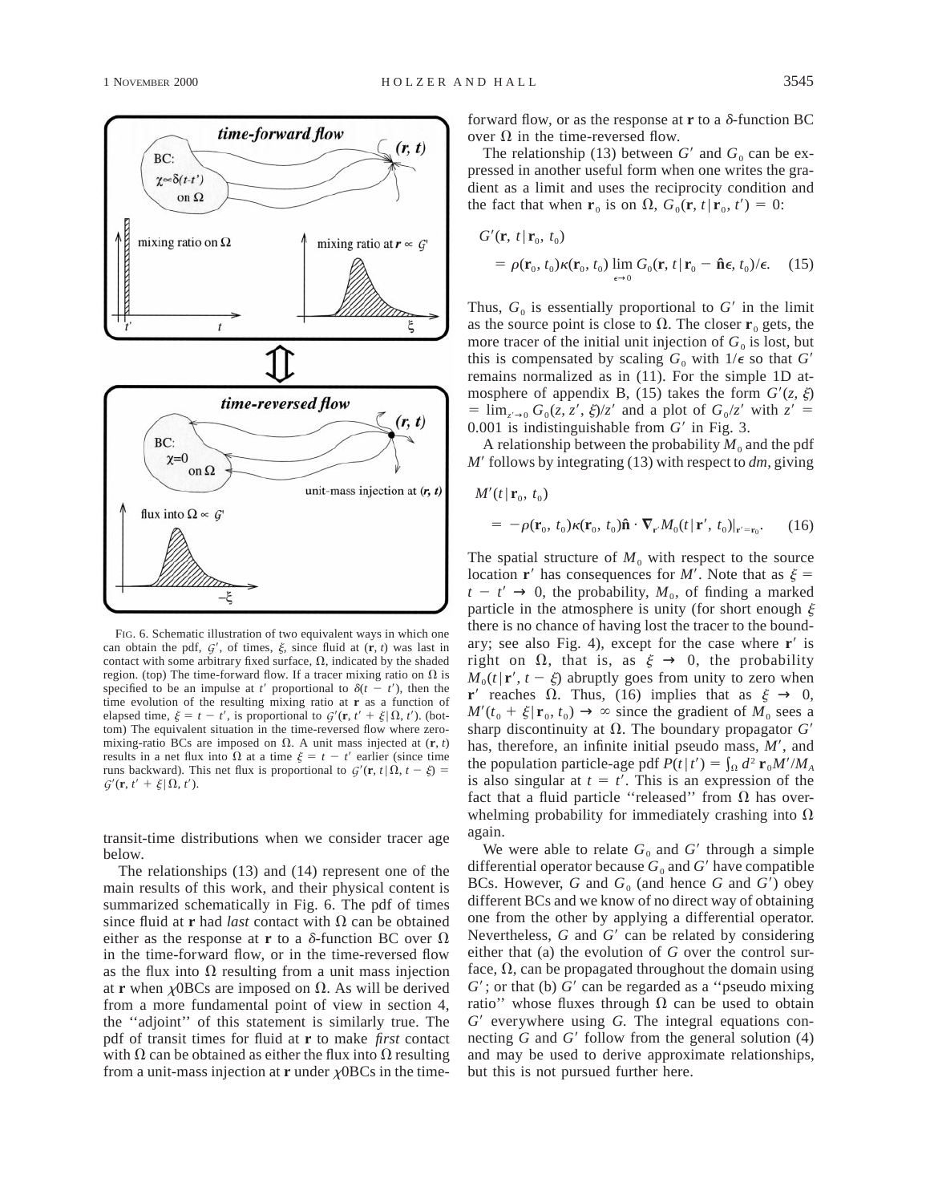FIG. 6. Schematic illustration of two equivalent ways in which one can obtain the pdf, $\mathcal{G}'$, of times, $\xi$, since fluid at $(\mathbf{r}, t)$ was last in contact with some arbitrary fixed surface, $\Omega$, indicated by the shaded region. (top) The time-forward flow. If a tracer mixing ratio on $\Omega$ is specified to be an impulse at $t'$ proportional to $\delta(t - t')$, then the time evolution of the resulting mixing ratio at $\mathbf{r}$ as a function of elapsed time, $\xi = t - t'$, is proportional to $\mathcal{G}'(\mathbf{r}, t' + \xi | \Omega, t')$. (bottom) The equivalent situation in the time-reversed flow where zero-mixing-ratio BCs are imposed on $\Omega$. A unit mass injected at $(\mathbf{r}, t)$ results in a net flux into $\Omega$ at a time $\xi = t - t'$ earlier (since time runs backward). This net flux is proportional to $\mathcal{G}'(\mathbf{r}, t | \Omega, t - \xi) = \mathcal{G}'(\mathbf{r}, t' + \xi | \Omega, t')$.

transit-time distributions when we consider tracer age below.

The relationships (13) and (14) represent one of the main results of this work, and their physical content is summarized schematically in Fig. 6. The pdf of times since fluid at $\mathbf{r}$ had *last* contact with $\Omega$ can be obtained either as the response at $\mathbf{r}$ to a $\delta$-function BC over $\Omega$ in the time-forward flow, or in the time-reversed flow as the flux into $\Omega$ resulting from a unit mass injection at $\mathbf{r}$ when $\chi$0BCs are imposed on $\Omega$. As will be derived from a more fundamental point of view in section 4, the ''adjoint'' of this statement is similarly true. The pdf of transit times for fluid at $\mathbf{r}$ to make *first* contact with $\Omega$ can be obtained as either the flux into $\Omega$ resulting from a unit-mass injection at $\mathbf{r}$ under $\chi$0BCs in the time-forward flow, or as the response at $\mathbf{r}$ to a $\delta$-function BC over $\Omega$ in the time-reversed flow.

The relationship (13) between $G'$ and $G_0$ can be expressed in another useful form when one writes the gradient as a limit and uses the reciprocity condition and the fact that when $\mathbf{r}_0$ is on $\Omega$, $G_0(\mathbf{r}, t | \mathbf{r}_0, t') = 0$:

$$G'(\mathbf{r}, t | \mathbf{r}_0, t_0) = \rho(\mathbf{r}_0, t_0)\kappa(\mathbf{r}_0, t_0) \lim_{\epsilon \to 0} G_0(\mathbf{r}, t | \mathbf{r}_0 - \hat{\mathbf{n}}\epsilon, t_0)/\epsilon. \quad (15)$$

Thus, $G_0$ is essentially proportional to $G'$ in the limit as the source point is close to $\Omega$. The closer $\mathbf{r}_0$ gets, the more tracer of the initial unit injection of $G_0$ is lost, but this is compensated by scaling $G_0$ with $1/\epsilon$ so that $G'$ remains normalized as in (11). For the simple 1D atmosphere of appendix B, (15) takes the form $G'(z, \xi) = \lim_{z' \to 0} G_0(z, z', \xi)/z'$ and a plot of $G_0/z'$ with $z' = 0.001$ is indistinguishable from $G'$ in Fig. 3.

A relationship between the probability $M_0$ and the pdf $M'$ follows by integrating (13) with respect to $dm$, giving

$$M'(t | \mathbf{r}_0, t_0) = -\rho(\mathbf{r}_0, t_0)\kappa(\mathbf{r}_0, t_0)\hat{\mathbf{n}} \cdot \nabla_{\mathbf{r}'} M_0(t | \mathbf{r}', t_0)|_{\mathbf{r}'=\mathbf{r}_0}. \quad (16)$$

The spatial structure of $M_0$ with respect to the source location $\mathbf{r}'$ has consequences for $M'$. Note that as $\xi = t - t' \to 0$, the probability, $M_0$, of finding a marked particle in the atmosphere is unity (for short enough $\xi$ there is no chance of having lost the tracer to the boundary; see also Fig. 4), except for the case where $\mathbf{r}'$ is right on $\Omega$, that is, as $\xi \to 0$, the probability $M_0(t | \mathbf{r}', t - \xi)$ abruptly goes from unity to zero when $\mathbf{r}'$ reaches $\Omega$. Thus, (16) implies that as $\xi \to 0$, $M'(t_0 + \xi | \mathbf{r}_0, t_0) \to \infty$ since the gradient of $M_0$ sees a sharp discontinuity at $\Omega$. The boundary propagator $G'$ has, therefore, an infinite initial pseudo mass, $M'$, and the population particle-age pdf $P(t | t') = \int_\Omega d^2\,\mathbf{r}_0 M'/M_A$ is also singular at $t = t'$. This is an expression of the fact that a fluid particle ''released'' from $\Omega$ has overwhelming probability for immediately crashing into $\Omega$ again.

We were able to relate $G_0$ and $G'$ through a simple differential operator because $G_0$ and $G'$ have compatible BCs. However, $G$ and $G_0$ (and hence $G$ and $G'$) obey different BCs and we know of no direct way of obtaining one from the other by applying a differential operator. Nevertheless, $G$ and $G'$ can be related by considering either that (a) the evolution of $G$ over the control surface, $\Omega$, can be propagated throughout the domain using $G'$; or that (b) $G'$ can be regarded as a ''pseudo mixing ratio'' whose fluxes through $\Omega$ can be used to obtain $G'$ everywhere using $G$. The integral equations connecting $G$ and $G'$ follow from the general solution (4) and may be used to derive approximate relationships, but this is not pursued further here.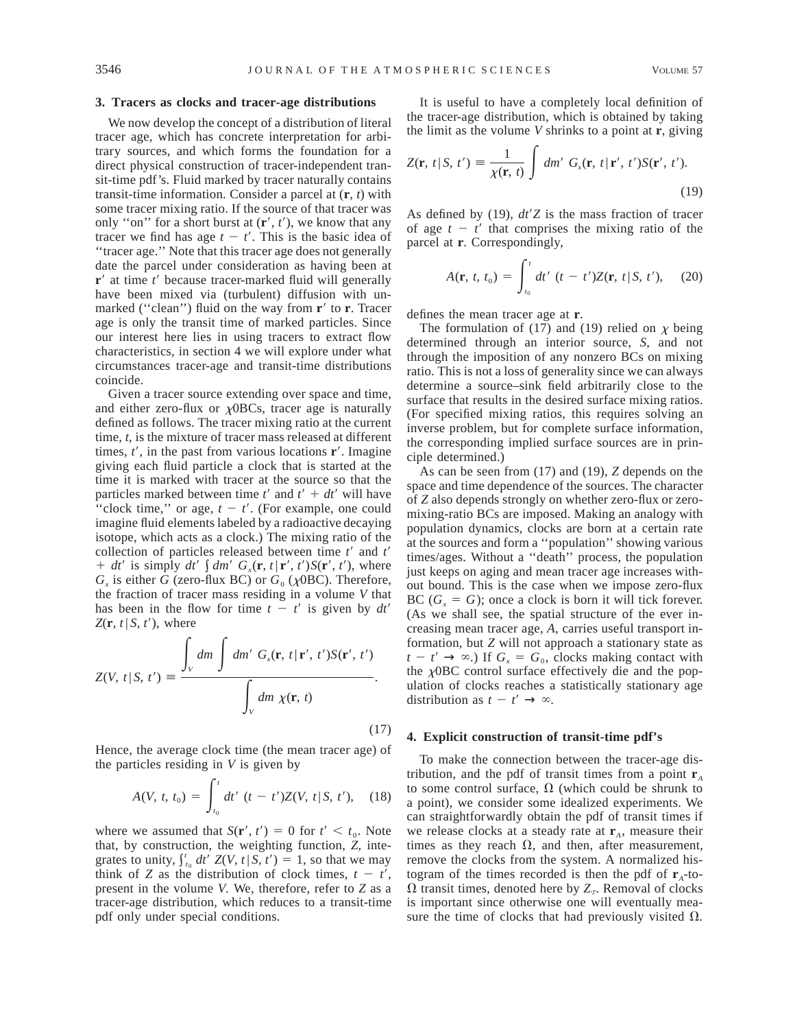## 3. Tracers as clocks and tracer-age distributions

We now develop the concept of a distribution of literal tracer age, which has concrete interpretation for arbitrary sources, and which forms the foundation for a direct physical construction of tracer-independent transit-time pdf's. Fluid marked by tracer naturally contains transit-time information. Consider a parcel at $(\mathbf{r}, t)$ with some tracer mixing ratio. If the source of that tracer was only "on" for a short burst at $(\mathbf{r}', t')$, we know that any tracer we find has age $t - t'$. This is the basic idea of "tracer age." Note that this tracer age does not generally date the parcel under consideration as having been at $\mathbf{r}'$ at time $t'$ because tracer-marked fluid will generally have been mixed via (turbulent) diffusion with unmarked ("clean") fluid on the way from $\mathbf{r}'$ to $\mathbf{r}$. Tracer age is only the transit time of marked particles. Since our interest here lies in using tracers to extract flow characteristics, in section 4 we will explore under what circumstances tracer-age and transit-time distributions coincide.

Given a tracer source extending over space and time, and either zero-flux or $\chi$0BCs, tracer age is naturally defined as follows. The tracer mixing ratio at the current time, $t$, is the mixture of tracer mass released at different times, $t'$, in the past from various locations $\mathbf{r}'$. Imagine giving each fluid particle a clock that is started at the time it is marked with tracer at the source so that the particles marked between time $t'$ and $t' + dt'$ will have "clock time," or age, $t - t'$. (For example, one could imagine fluid elements labeled by a radioactive decaying isotope, which acts as a clock.) The mixing ratio of the collection of particles released between time $t'$ and $t' + dt'$ is simply $dt' \int dm'\, G_x(\mathbf{r}, t|\mathbf{r}', t')S(\mathbf{r}', t')$, where $G_x$ is either $G$ (zero-flux BC) or $G_0$ ($\chi$0BC). Therefore, the fraction of tracer mass residing in a volume $V$ that has been in the flow for time $t - t'$ is given by $dt'\, Z(\mathbf{r}, t|S, t')$, where

$$Z(V, t|S, t') \equiv \frac{\displaystyle\int_V dm \int dm'\, G_x(\mathbf{r}, t|\mathbf{r}', t')S(\mathbf{r}', t')}{\displaystyle\int_V dm\, \chi(\mathbf{r}, t)}. \tag{17}$$

Hence, the average clock time (the mean tracer age) of the particles residing in $V$ is given by

$$A(V, t, t_0) = \int_{t_0}^{t} dt'\, (t - t')Z(V, t|S, t'), \tag{18}$$

where we assumed that $S(\mathbf{r}', t') = 0$ for $t' < t_0$. Note that, by construction, the weighting function, $Z$, integrates to unity, $\int_{t_0}^{t} dt'\, Z(V, t|S, t') = 1$, so that we may think of $Z$ as the distribution of clock times, $t - t'$, present in the volume $V$. We, therefore, refer to $Z$ as a tracer-age distribution, which reduces to a transit-time pdf only under special conditions.

It is useful to have a completely local definition of the tracer-age distribution, which is obtained by taking the limit as the volume $V$ shrinks to a point at $\mathbf{r}$, giving

$$Z(\mathbf{r}, t|S, t') \equiv \frac{1}{\chi(\mathbf{r}, t)} \int dm'\, G_x(\mathbf{r}, t|\mathbf{r}', t')S(\mathbf{r}', t'). \tag{19}$$

As defined by (19), $dt'Z$ is the mass fraction of tracer of age $t - t'$ that comprises the mixing ratio of the parcel at $\mathbf{r}$. Correspondingly,

$$A(\mathbf{r}, t, t_0) = \int_{t_0}^{t} dt'\, (t - t')Z(\mathbf{r}, t|S, t'), \tag{20}$$

defines the mean tracer age at $\mathbf{r}$.

The formulation of (17) and (19) relied on $\chi$ being determined through an interior source, $S$, and not through the imposition of any nonzero BCs on mixing ratio. This is not a loss of generality since we can always determine a source–sink field arbitrarily close to the surface that results in the desired surface mixing ratios. (For specified mixing ratios, this requires solving an inverse problem, but for complete surface information, the corresponding implied surface sources are in principle determined.)

As can be seen from (17) and (19), $Z$ depends on the space and time dependence of the sources. The character of $Z$ also depends strongly on whether zero-flux or zero-mixing-ratio BCs are imposed. Making an analogy with population dynamics, clocks are born at a certain rate at the sources and form a "population" showing various times/ages. Without a "death" process, the population just keeps on aging and mean tracer age increases without bound. This is the case when we impose zero-flux BC ($G_x = G$); once a clock is born it will tick forever. (As we shall see, the spatial structure of the ever increasing mean tracer age, $A$, carries useful transport information, but $Z$ will not approach a stationary state as $t - t' \rightarrow \infty$.) If $G_x = G_0$, clocks making contact with the $\chi$0BC control surface effectively die and the population of clocks reaches a statistically stationary age distribution as $t - t' \rightarrow \infty$.

## 4. Explicit construction of transit-time pdf's

To make the connection between the tracer-age distribution, and the pdf of transit times from a point $\mathbf{r}_A$ to some control surface, $\Omega$ (which could be shrunk to a point), we consider some idealized experiments. We can straightforwardly obtain the pdf of transit times if we release clocks at a steady rate at $\mathbf{r}_A$, measure their times as they reach $\Omega$, and then, after measurement, remove the clocks from the system. A normalized histogram of the times recorded is then the pdf of $\mathbf{r}_A$-to-$\Omega$ transit times, denoted here by $Z_T$. Removal of clocks is important since otherwise one will eventually measure the time of clocks that had previously visited $\Omega$.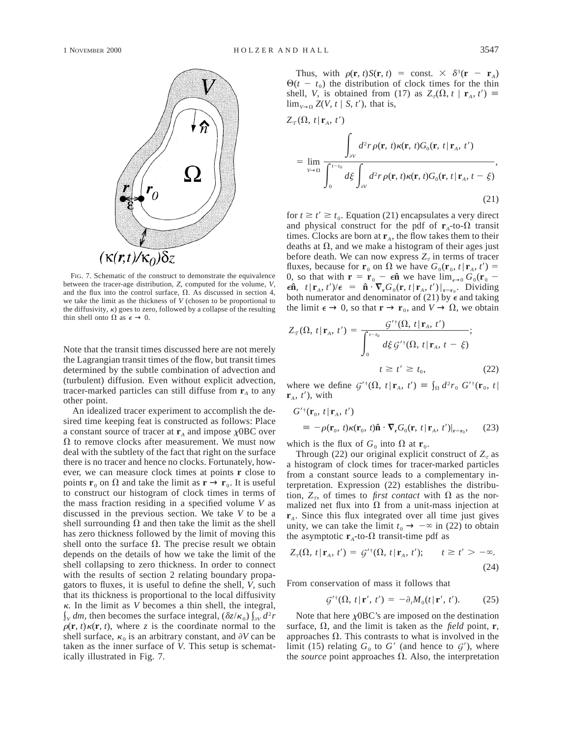FIG. 7. Schematic of the construct to demonstrate the equivalence between the tracer-age distribution, $Z$, computed for the volume, $V$, and the flux into the control surface, $\Omega$. As discussed in section 4, we take the limit as the thickness of $V$ (chosen to be proportional to the diffusivity, $\kappa$) goes to zero, followed by a collapse of the resulting thin shell onto $\Omega$ as $\epsilon \to 0$.

Note that the transit times discussed here are not merely the Lagrangian transit times of the flow, but transit times determined by the subtle combination of advection and (turbulent) diffusion. Even without explicit advection, tracer-marked particles can still diffuse from $\mathbf{r}_A$ to any other point.

An idealized tracer experiment to accomplish the desired time keeping feat is constructed as follows: Place a constant source of tracer at $\mathbf{r}_A$ and impose $\chi$0BC over $\Omega$ to remove clocks after measurement. We must now deal with the subtlety of the fact that right on the surface there is no tracer and hence no clocks. Fortunately, however, we can measure clock times at points $\mathbf{r}$ close to points $\mathbf{r}_0$ on $\Omega$ and take the limit as $\mathbf{r} \to \mathbf{r}_0$. It is useful to construct our histogram of clock times in terms of the mass fraction residing in a specified volume $V$ as discussed in the previous section. We take $V$ to be a shell surrounding $\Omega$ and then take the limit as the shell has zero thickness followed by the limit of moving this shell onto the surface $\Omega$. The precise result we obtain depends on the details of how we take the limit of the shell collapsing to zero thickness. In order to connect with the results of section 2 relating boundary propagators to fluxes, it is useful to define the shell, $V$, such that its thickness is proportional to the local diffusivity $\kappa$. In the limit as $V$ becomes a thin shell, the integral, $\int_V dm$, then becomes the surface integral, $(\delta z/\kappa_0)\int_{\partial V} d^2r\, \rho(\mathbf{r}, t)\kappa(\mathbf{r}, t)$, where $z$ is the coordinate normal to the shell surface, $\kappa_0$ is an arbitrary constant, and $\partial V$ can be taken as the inner surface of $V$. This setup is schematically illustrated in Fig. 7.

Thus, with $\rho(\mathbf{r}, t)S(\mathbf{r}, t) = \text{const.} \times \delta^3(\mathbf{r} - \mathbf{r}_A)\Theta(t - t_0)$ the distribution of clock times for the thin shell, $V$, is obtained from (17) as $Z_{\mathcal{T}}(\Omega, t \mid \mathbf{r}_A, t') \equiv \lim_{V\to\Omega} Z(V, t \mid S, t')$, that is,

$$Z_{\mathcal{T}}(\Omega, t \mid \mathbf{r}_A, t') = \lim_{V\to\Omega} \frac{\displaystyle\int_{\partial V} d^2r\, \rho(\mathbf{r}, t)\kappa(\mathbf{r}, t)G_0(\mathbf{r}, t \mid \mathbf{r}_A, t')}{\displaystyle\int_0^{t-t_0} d\xi \int_{\partial V} d^2r\, \rho(\mathbf{r}, t)\kappa(\mathbf{r}, t)G_0(\mathbf{r}, t \mid \mathbf{r}_A, t - \xi)}, \tag{21}$$

for $t \geq t' \geq t_0$. Equation (21) encapsulates a very direct and physical construct for the pdf of $\mathbf{r}_A$-to-$\Omega$ transit times. Clocks are born at $\mathbf{r}_A$, the flow takes them to their deaths at $\Omega$, and we make a histogram of their ages just before death. We can now express $Z_{\mathcal{T}}$ in terms of tracer fluxes, because for $\mathbf{r}_0$ on $\Omega$ we have $G_0(\mathbf{r}_0, t \mid \mathbf{r}_A, t') = 0$, so that with $\mathbf{r} = \mathbf{r}_0 - \epsilon\hat{\mathbf{n}}$ we have $\lim_{\epsilon\to 0} G_0(\mathbf{r}_0 - \epsilon\hat{\mathbf{n}}, t \mid \mathbf{r}_A, t')/\epsilon = \hat{\mathbf{n}}\cdot\nabla_{\mathbf{r}} G_0(\mathbf{r}, t \mid \mathbf{r}_A, t')|_{\mathbf{r}=\mathbf{r}_0}$. Dividing both numerator and denominator of (21) by $\epsilon$ and taking the limit $\epsilon \to 0$, so that $\mathbf{r} \to \mathbf{r}_0$, and $V \to \Omega$, we obtain

$$Z_{\mathcal{T}}(\Omega, t \mid \mathbf{r}_A, t') = \frac{\mathcal{G}'^{\dagger}(\Omega, t \mid \mathbf{r}_A, t')}{\displaystyle\int_0^{t-t_0} d\xi\, \mathcal{G}'^{\dagger}(\Omega, t \mid \mathbf{r}_A, t - \xi)}; \qquad t \geq t' \geq t_0, \tag{22}$$

where we define $\mathcal{G}'^{\dagger}(\Omega, t \mid \mathbf{r}_A, t') \equiv \int_\Omega d^2r_0\, G'^{\dagger}(\mathbf{r}_0, t \mid \mathbf{r}_A, t')$, with

$$G'^{\dagger}(\mathbf{r}_0, t \mid \mathbf{r}_A, t') \equiv -\rho(\mathbf{r}_0, t)\kappa(\mathbf{r}_0, t)\hat{\mathbf{n}}\cdot\nabla_{\mathbf{r}} G_0(\mathbf{r}, t \mid \mathbf{r}_A, t')|_{\mathbf{r}=\mathbf{r}_0}, \tag{23}$$

which is the flux of $G_0$ into $\Omega$ at $\mathbf{r}_0$.

Through (22) our original explicit construct of $Z_{\mathcal{T}}$ as a histogram of clock times for tracer-marked particles from a constant source leads to a complementary interpretation. Expression (22) establishes the distribution, $Z_{\mathcal{T}}$, of times to *first contact* with $\Omega$ as the normalized net flux into $\Omega$ from a unit-mass injection at $\mathbf{r}_A$. Since this flux integrated over all time just gives unity, we can take the limit $t_0 \to -\infty$ in (22) to obtain the asymptotic $\mathbf{r}_A$-to-$\Omega$ transit-time pdf as

$$Z_{\mathcal{T}}(\Omega, t \mid \mathbf{r}_A, t') = \mathcal{G}'^{\dagger}(\Omega, t \mid \mathbf{r}_A, t'); \qquad t \geq t' > -\infty. \tag{24}$$

From conservation of mass it follows that

$$\mathcal{G}'^{\dagger}(\Omega, t \mid \mathbf{r}', t') = -\partial_t M_0(t \mid \mathbf{r}', t'). \tag{25}$$

Note that here $\chi$0BC's are imposed on the destination surface, $\Omega$, and the limit is taken as the *field* point, $\mathbf{r}$, approaches $\Omega$. This contrasts to what is involved in the limit (15) relating $G_0$ to $G'$ (and hence to $\mathcal{G}'$), where the *source* point approaches $\Omega$. Also, the interpretation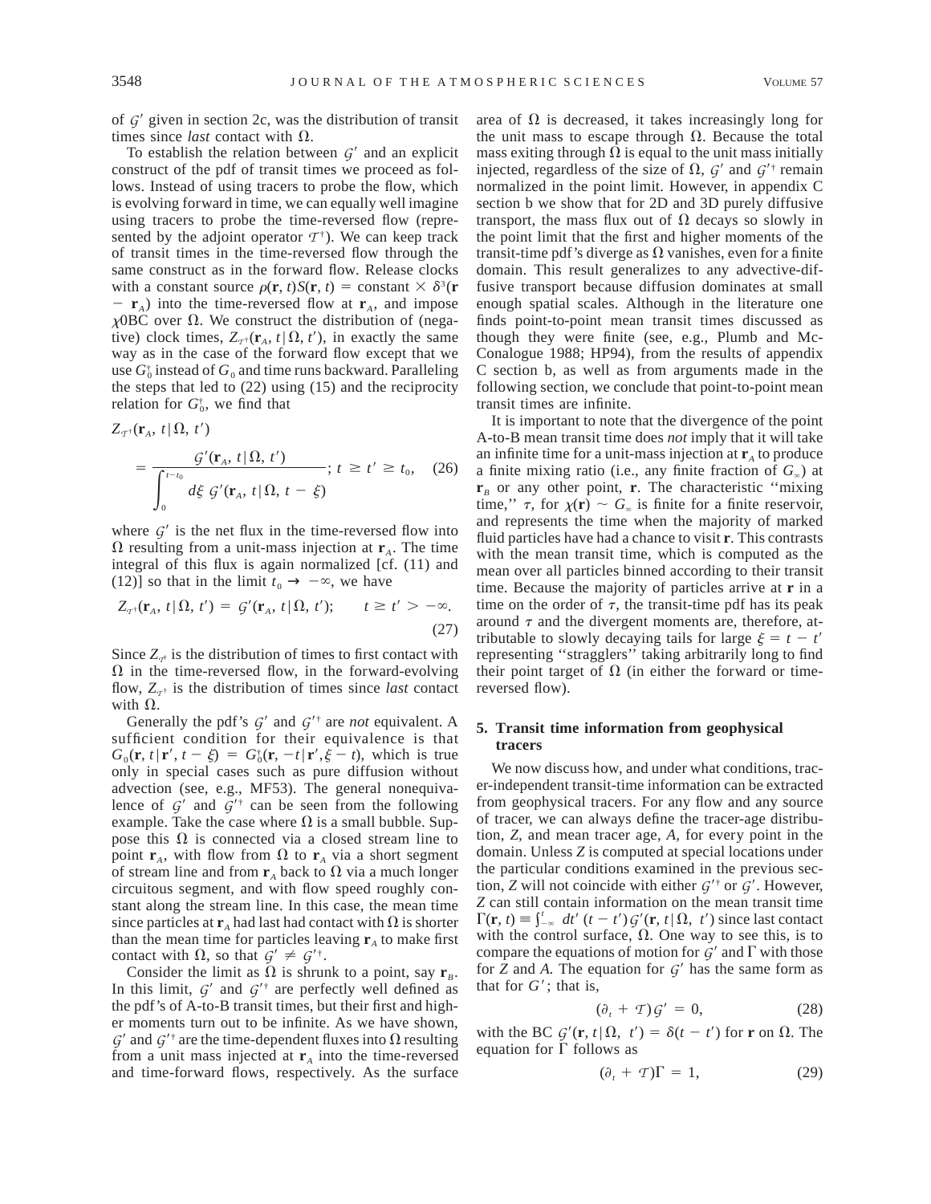of $\mathcal{G}'$ given in section 2c, was the distribution of transit times since *last* contact with $\Omega$.

To establish the relation between $\mathcal{G}'$ and an explicit construct of the pdf of transit times we proceed as follows. Instead of using tracers to probe the flow, which is evolving forward in time, we can equally well imagine using tracers to probe the time-reversed flow (represented by the adjoint operator $\mathcal{T}^\dagger$). We can keep track of transit times in the time-reversed flow through the same construct as in the forward flow. Release clocks with a constant source $\rho(\mathbf{r}, t)S(\mathbf{r}, t) = \text{constant} \times \delta^3(\mathbf{r} - \mathbf{r}_A)$ into the time-reversed flow at $\mathbf{r}_A$, and impose $\chi$0BC over $\Omega$. We construct the distribution of (negative) clock times, $Z_{\mathcal{T}^\dagger}(\mathbf{r}_A, t|\Omega, t')$, in exactly the same way as in the case of the forward flow except that we use $G_0^\dagger$ instead of $G_0$ and time runs backward. Paralleling the steps that led to (22) using (15) and the reciprocity relation for $G_0^\dagger$, we find that

$$Z_{\mathcal{T}^\dagger}(\mathbf{r}_A, t|\Omega, t') = \frac{\mathcal{G}'(\mathbf{r}_A, t|\Omega, t')}{\displaystyle\int_0^{t-t_0} d\xi\, \mathcal{G}'(\mathbf{r}_A, t|\Omega, t-\xi)}; \; t \geq t' \geq t_0, \quad (26)$$

where $\mathcal{G}'$ is the net flux in the time-reversed flow into $\Omega$ resulting from a unit-mass injection at $\mathbf{r}_A$. The time integral of this flux is again normalized [cf. (11) and (12)] so that in the limit $t_0 \to -\infty$, we have

$$Z_{\mathcal{T}^\dagger}(\mathbf{r}_A, t|\Omega, t') = \mathcal{G}'(\mathbf{r}_A, t|\Omega, t'); \qquad t \geq t' > -\infty. \quad (27)$$

Since $Z_{\mathcal{T}^\dagger}$ is the distribution of times to first contact with $\Omega$ in the time-reversed flow, in the forward-evolving flow, $Z_{\mathcal{T}^\dagger}$ is the distribution of times since *last* contact with $\Omega$.

Generally the pdf's $\mathcal{G}'$ and $\mathcal{G}'^\dagger$ are *not* equivalent. A sufficient condition for their equivalence is that $G_0(\mathbf{r}, t|\mathbf{r}', t - \xi) = G_0^\dagger(\mathbf{r}, -t|\mathbf{r}', \xi - t)$, which is true only in special cases such as pure diffusion without advection (see, e.g., MF53). The general nonequivalence of $\mathcal{G}'$ and $\mathcal{G}'^\dagger$ can be seen from the following example. Take the case where $\Omega$ is a small bubble. Suppose this $\Omega$ is connected via a closed stream line to point $\mathbf{r}_A$, with flow from $\Omega$ to $\mathbf{r}_A$ via a short segment of stream line and from $\mathbf{r}_A$ back to $\Omega$ via a much longer circuitous segment, and with flow speed roughly constant along the stream line. In this case, the mean time since particles at $\mathbf{r}_A$ had last had contact with $\Omega$ is shorter than the mean time for particles leaving $\mathbf{r}_A$ to make first contact with $\Omega$, so that $\mathcal{G}' \neq \mathcal{G}'^\dagger$.

Consider the limit as $\Omega$ is shrunk to a point, say $\mathbf{r}_B$. In this limit, $\mathcal{G}'$ and $\mathcal{G}'^\dagger$ are perfectly well defined as the pdf's of A-to-B transit times, but their first and higher moments turn out to be infinite. As we have shown, $\mathcal{G}'$ and $\mathcal{G}'^\dagger$ are the time-dependent fluxes into $\Omega$ resulting from a unit mass injected at $\mathbf{r}_A$ into the time-reversed and time-forward flows, respectively. As the surface area of $\Omega$ is decreased, it takes increasingly long for the unit mass to escape through $\Omega$. Because the total mass exiting through $\Omega$ is equal to the unit mass initially injected, regardless of the size of $\Omega$, $\mathcal{G}'$ and $\mathcal{G}'^\dagger$ remain normalized in the point limit. However, in appendix C section b we show that for 2D and 3D purely diffusive transport, the mass flux out of $\Omega$ decays so slowly in the point limit that the first and higher moments of the transit-time pdf's diverge as $\Omega$ vanishes, even for a finite domain. This result generalizes to any advective-diffusive transport because diffusion dominates at small enough spatial scales. Although in the literature one finds point-to-point mean transit times discussed as though they were finite (see, e.g., Plumb and McConalogue 1988; HP94), from the results of appendix C section b, as well as from arguments made in the following section, we conclude that point-to-point mean transit times are infinite.

It is important to note that the divergence of the point A-to-B mean transit time does *not* imply that it will take an infinite time for a unit-mass injection at $\mathbf{r}_A$ to produce a finite mixing ratio (i.e., any finite fraction of $G_\infty$) at $\mathbf{r}_B$ or any other point, $\mathbf{r}$. The characteristic "mixing time," $\tau$, for $\chi(\mathbf{r}) \sim G_\infty$ is finite for a finite reservoir, and represents the time when the majority of marked fluid particles have had a chance to visit $\mathbf{r}$. This contrasts with the mean transit time, which is computed as the mean over all particles binned according to their transit time. Because the majority of particles arrive at $\mathbf{r}$ in a time on the order of $\tau$, the transit-time pdf has its peak around $\tau$ and the divergent moments are, therefore, attributable to slowly decaying tails for large $\xi = t - t'$ representing "stragglers" taking arbitrarily long to find their point target of $\Omega$ (in either the forward or time-reversed flow).

## 5. Transit time information from geophysical tracers

We now discuss how, and under what conditions, tracer-independent transit-time information can be extracted from geophysical tracers. For any flow and any source of tracer, we can always define the tracer-age distribution, $Z$, and mean tracer age, $A$, for every point in the domain. Unless $Z$ is computed at special locations under the particular conditions examined in the previous section, $Z$ will not coincide with either $\mathcal{G}'^\dagger$ or $\mathcal{G}'$. However, $Z$ can still contain information on the mean transit time $\Gamma(\mathbf{r}, t) \equiv \int_{-\infty}^{t} dt'\,(t - t')\mathcal{G}'(\mathbf{r}, t|\Omega, t')$ since last contact with the control surface, $\Omega$. One way to see this, is to compare the equations of motion for $\mathcal{G}'$ and $\Gamma$ with those for $Z$ and $A$. The equation for $\mathcal{G}'$ has the same form as that for $G'$; that is,

$$(\partial_t + \mathcal{T})\mathcal{G}' = 0, \quad (28)$$

with the BC $\mathcal{G}'(\mathbf{r}, t|\Omega, t') = \delta(t - t')$ for $\mathbf{r}$ on $\Omega$. The equation for $\Gamma$ follows as

$$(\partial_t + \mathcal{T})\Gamma = 1, \quad (29)$$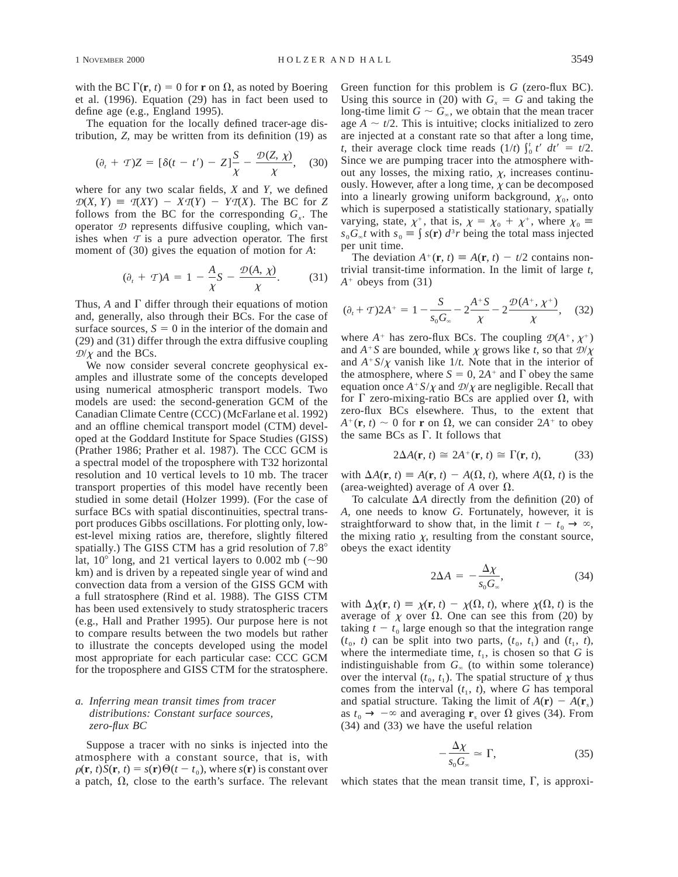with the BC $\Gamma(\mathbf{r}, t) = 0$ for $\mathbf{r}$ on $\Omega$, as noted by Boering et al. (1996). Equation (29) has in fact been used to define age (e.g., England 1995).

The equation for the locally defined tracer-age distribution, $Z$, may be written from its definition (19) as

$$(\partial_t + \mathcal{T})Z = [\delta(t - t') - Z]\frac{S}{\chi} - \frac{\mathcal{D}(Z, \chi)}{\chi}, \quad (30)$$

where for any two scalar fields, $X$ and $Y$, we defined $\mathcal{D}(X, Y) \equiv \mathcal{T}(XY) - X\mathcal{T}(Y) - Y\mathcal{T}(X)$. The BC for $Z$ follows from the BC for the corresponding $G_x$. The operator $\mathcal{D}$ represents diffusive coupling, which vanishes when $\mathcal{T}$ is a pure advection operator. The first moment of (30) gives the equation of motion for $A$:

$$(\partial_t + \mathcal{T})A = 1 - \frac{A}{\chi}S - \frac{\mathcal{D}(A, \chi)}{\chi}. \quad (31)$$

Thus, $A$ and $\Gamma$ differ through their equations of motion and, generally, also through their BCs. For the case of surface sources, $S = 0$ in the interior of the domain and (29) and (31) differ through the extra diffusive coupling $\mathcal{D}/\chi$ and the BCs.

We now consider several concrete geophysical examples and illustrate some of the concepts developed using numerical atmospheric transport models. Two models are used: the second-generation GCM of the Canadian Climate Centre (CCC) (McFarlane et al. 1992) and an offline chemical transport model (CTM) developed at the Goddard Institute for Space Studies (GISS) (Prather 1986; Prather et al. 1987). The CCC GCM is a spectral model of the troposphere with T32 horizontal resolution and 10 vertical levels to 10 mb. The tracer transport properties of this model have recently been studied in some detail (Holzer 1999). (For the case of surface BCs with spatial discontinuities, spectral transport produces Gibbs oscillations. For plotting only, lowest-level mixing ratios are, therefore, slightly filtered spatially.) The GISS CTM has a grid resolution of 7.8° lat, 10° long, and 21 vertical layers to 0.002 mb (~90 km) and is driven by a repeated single year of wind and convection data from a version of the GISS GCM with a full stratosphere (Rind et al. 1988). The GISS CTM has been used extensively to study stratospheric tracers (e.g., Hall and Prather 1995). Our purpose here is not to compare results between the two models but rather to illustrate the concepts developed using the model most appropriate for each particular case: CCC GCM for the troposphere and GISS CTM for the stratosphere.

### *a. Inferring mean transit times from tracer distributions: Constant surface sources, zero-flux BC*

Suppose a tracer with no sinks is injected into the atmosphere with a constant source, that is, with $\rho(\mathbf{r}, t)S(\mathbf{r}, t) = s(\mathbf{r})\Theta(t - t_0)$, where $s(\mathbf{r})$ is constant over a patch, $\Omega$, close to the earth's surface. The relevant Green function for this problem is $G$ (zero-flux BC). Using this source in (20) with $G_x = G$ and taking the long-time limit $G \sim G_\infty$, we obtain that the mean tracer age $A \sim t/2$. This is intuitive; clocks initialized to zero are injected at a constant rate so that after a long time, $t$, their average clock time reads $(1/t)\int_0^t t'\, dt' = t/2$. Since we are pumping tracer into the atmosphere without any losses, the mixing ratio, $\chi$, increases continuously. However, after a long time, $\chi$ can be decomposed into a linearly growing uniform background, $\chi_0$, onto which is superposed a statistically stationary, spatially varying, state, $\chi^+$, that is, $\chi = \chi_0 + \chi^+$, where $\chi_0 \equiv s_0 G_\infty t$ with $s_0 \equiv \int s(\mathbf{r})\, d^3r$ being the total mass injected per unit time.

The deviation $A^+(\mathbf{r}, t) \equiv A(\mathbf{r}, t) - t/2$ contains nontrivial transit-time information. In the limit of large $t$, $A^+$ obeys from (31)

$$(\partial_t + \mathcal{T})2A^+ = 1 - \frac{S}{s_0 G_\infty} - 2\frac{A^+ S}{\chi} - 2\frac{\mathcal{D}(A^+, \chi^+)}{\chi}, \quad (32)$$

where $A^+$ has zero-flux BCs. The coupling $\mathcal{D}(A^+, \chi^+)$ and $A^+S$ are bounded, while $\chi$ grows like $t$, so that $\mathcal{D}/\chi$ and $A^+S/\chi$ vanish like $1/t$. Note that in the interior of the atmosphere, where $S = 0$, $2A^+$ and $\Gamma$ obey the same equation once $A^+S/\chi$ and $\mathcal{D}/\chi$ are negligible. Recall that for $\Gamma$ zero-mixing-ratio BCs are applied over $\Omega$, with zero-flux BCs elsewhere. Thus, to the extent that $A^+(\mathbf{r}, t) \sim 0$ for $\mathbf{r}$ on $\Omega$, we can consider $2A^+$ to obey the same BCs as $\Gamma$. It follows that

$$2\Delta A(\mathbf{r}, t) \cong 2A^+(\mathbf{r}, t) \cong \Gamma(\mathbf{r}, t), \quad (33)$$

with $\Delta A(\mathbf{r}, t) \equiv A(\mathbf{r}, t) - A(\Omega, t)$, where $A(\Omega, t)$ is the (area-weighted) average of $A$ over $\Omega$.

To calculate $\Delta A$ directly from the definition (20) of $A$, one needs to know $G$. Fortunately, however, it is straightforward to show that, in the limit $t - t_0 \to \infty$, the mixing ratio $\chi$, resulting from the constant source, obeys the exact identity

$$2\Delta A = -\frac{\Delta\chi}{s_0 G_\infty}, \quad (34)$$

with $\Delta\chi(\mathbf{r}, t) \equiv \chi(\mathbf{r}, t) - \chi(\Omega, t)$, where $\chi(\Omega, t)$ is the average of $\chi$ over $\Omega$. One can see this from (20) by taking $t - t_0$ large enough so that the integration range $(t_0, t)$ can be split into two parts, $(t_0, t_1)$ and $(t_1, t)$, where the intermediate time, $t_1$, is chosen so that $G$ is indistinguishable from $G_\infty$ (to within some tolerance) over the interval $(t_0, t_1)$. The spatial structure of $\chi$ thus comes from the interval $(t_1, t)$, where $G$ has temporal and spatial structure. Taking the limit of $A(\mathbf{r}) - A(\mathbf{r}_s)$ as $t_0 \to -\infty$ and averaging $\mathbf{r}_s$ over $\Omega$ gives (34). From (34) and (33) we have the useful relation

$$-\frac{\Delta\chi}{s_0 G_\infty} \simeq \Gamma, \quad (35)$$

which states that the mean transit time, $\Gamma$, is approxi-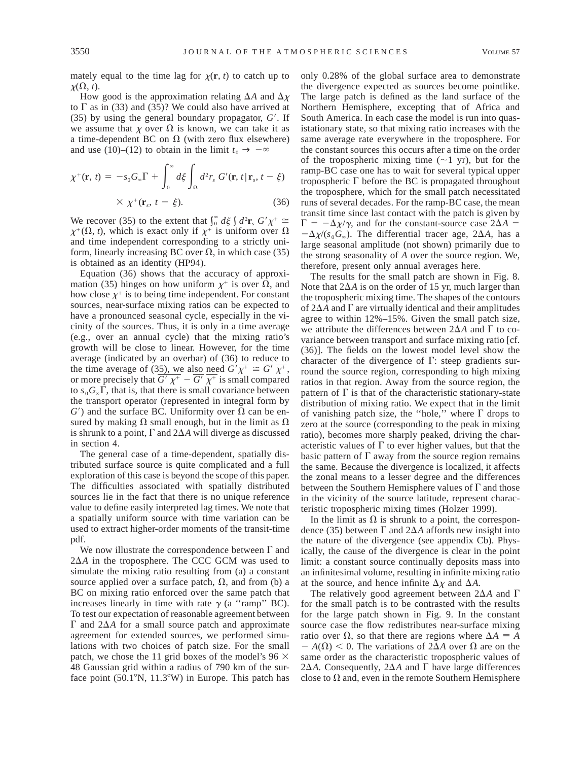mately equal to the time lag for $\chi(\mathbf{r}, t)$ to catch up to $\chi(\Omega, t)$.

How good is the approximation relating $\Delta A$ and $\Delta\chi$ to $\Gamma$ as in (33) and (35)? We could also have arrived at (35) by using the general boundary propagator, $G'$. If we assume that $\chi$ over $\Omega$ is known, we can take it as a time-dependent BC on $\Omega$ (with zero flux elsewhere) and use (10)–(12) to obtain in the limit $t_0 \to -\infty$

$$\chi^+(\mathbf{r}, t) = -s_0 G_\infty \Gamma + \int_0^\infty d\xi \int_\Omega d^2 r_s\, G'(\mathbf{r}, t \mid \mathbf{r}_s, t - \xi) \times \chi^+(\mathbf{r}_s, t - \xi). \tag{36}$$

We recover (35) to the extent that $\int_0^\infty d\xi \int d^2\mathbf{r}_s\, G'\chi^+ \cong \chi^+(\Omega, t)$, which is exact only if $\chi^+$ is uniform over $\Omega$ and time independent corresponding to a strictly uniform, linearly increasing BC over $\Omega$, in which case (35) is obtained as an identity (HP94).

Equation (36) shows that the accuracy of approximation (35) hinges on how uniform $\chi^+$ is over $\Omega$, and how close $\chi^+$ is to being time independent. For constant sources, near-surface mixing ratios can be expected to have a pronounced seasonal cycle, especially in the vicinity of the sources. Thus, it is only in a time average (e.g., over an annual cycle) that the mixing ratio's growth will be close to linear. However, for the time average (indicated by an overbar) of (36) to reduce to the time average of (35), we also need $\overline{G'\chi^+} \cong \overline{G'}\ \overline{\chi^+}$, or more precisely that $\overline{G'\chi^+} - \overline{G'}\ \overline{\chi^+}$ is small compared to $s_0 G_\infty \Gamma$, that is, that there is small covariance between the transport operator (represented in integral form by $G'$) and the surface BC. Uniformity over $\Omega$ can be ensured by making $\Omega$ small enough, but in the limit as $\Omega$ is shrunk to a point, $\Gamma$ and $2\Delta A$ will diverge as discussed in section 4.

The general case of a time-dependent, spatially distributed surface source is quite complicated and a full exploration of this case is beyond the scope of this paper. The difficulties associated with spatially distributed sources lie in the fact that there is no unique reference value to define easily interpreted lag times. We note that a spatially uniform source with time variation can be used to extract higher-order moments of the transit-time pdf.

We now illustrate the correspondence between $\Gamma$ and $2\Delta A$ in the troposphere. The CCC GCM was used to simulate the mixing ratio resulting from (a) a constant source applied over a surface patch, $\Omega$, and from (b) a BC on mixing ratio enforced over the same patch that increases linearly in time with rate $\gamma$ (a "ramp" BC). To test our expectation of reasonable agreement between $\Gamma$ and $2\Delta A$ for a small source patch and approximate agreement for extended sources, we performed simulations with two choices of patch size. For the small patch, we chose the 11 grid boxes of the model's $96 \times 48$ Gaussian grid within a radius of 790 km of the surface point (50.1°N, 11.3°W) in Europe. This patch has only 0.28% of the global surface area to demonstrate the divergence expected as sources become pointlike. The large patch is defined as the land surface of the Northern Hemisphere, excepting that of Africa and South America. In each case the model is run into quasistationary state, so that mixing ratio increases with the same average rate everywhere in the troposphere. For the constant sources this occurs after a time on the order of the tropospheric mixing time (~1 yr), but for the ramp-BC case one has to wait for several typical upper tropospheric $\Gamma$ before the BC is propagated throughout the troposphere, which for the small patch necessitated runs of several decades. For the ramp-BC case, the mean transit time since last contact with the patch is given by $\Gamma = -\Delta\chi/\gamma$, and for the constant-source case $2\Delta A = -\Delta\chi/(s_0 G_\infty)$. The differential tracer age, $2\Delta A$, has a large seasonal amplitude (not shown) primarily due to the strong seasonality of $A$ over the source region. We, therefore, present only annual averages here.

The results for the small patch are shown in Fig. 8. Note that $2\Delta A$ is on the order of 15 yr, much larger than the tropospheric mixing time. The shapes of the contours of $2\Delta A$ and $\Gamma$ are virtually identical and their amplitudes agree to within 12%–15%. Given the small patch size, we attribute the differences between $2\Delta A$ and $\Gamma$ to covariance between transport and surface mixing ratio [cf. (36)]. The fields on the lowest model level show the character of the divergence of $\Gamma$: steep gradients surround the source region, corresponding to high mixing ratios in that region. Away from the source region, the pattern of $\Gamma$ is that of the characteristic stationary-state distribution of mixing ratio. We expect that in the limit of vanishing patch size, the "hole," where $\Gamma$ drops to zero at the source (corresponding to the peak in mixing ratio), becomes more sharply peaked, driving the characteristic values of $\Gamma$ to ever higher values, but that the basic pattern of $\Gamma$ away from the source region remains the same. Because the divergence is localized, it affects the zonal means to a lesser degree and the differences between the Southern Hemisphere values of $\Gamma$ and those in the vicinity of the source latitude, represent characteristic tropospheric mixing times (Holzer 1999).

In the limit as $\Omega$ is shrunk to a point, the correspondence (35) between $\Gamma$ and $2\Delta A$ affords new insight into the nature of the divergence (see appendix Cb). Physically, the cause of the divergence is clear in the point limit: a constant source continually deposits mass into an infinitesimal volume, resulting in infinite mixing ratio at the source, and hence infinite $\Delta\chi$ and $\Delta A$.

The relatively good agreement between $2\Delta A$ and $\Gamma$ for the small patch is to be contrasted with the results for the large patch shown in Fig. 9. In the constant source case the flow redistributes near-surface mixing ratio over $\Omega$, so that there are regions where $\Delta A \equiv A - A(\Omega) < 0$. The variations of $2\Delta A$ over $\Omega$ are on the same order as the characteristic tropospheric values of $2\Delta A$. Consequently, $2\Delta A$ and $\Gamma$ have large differences close to $\Omega$ and, even in the remote Southern Hemisphere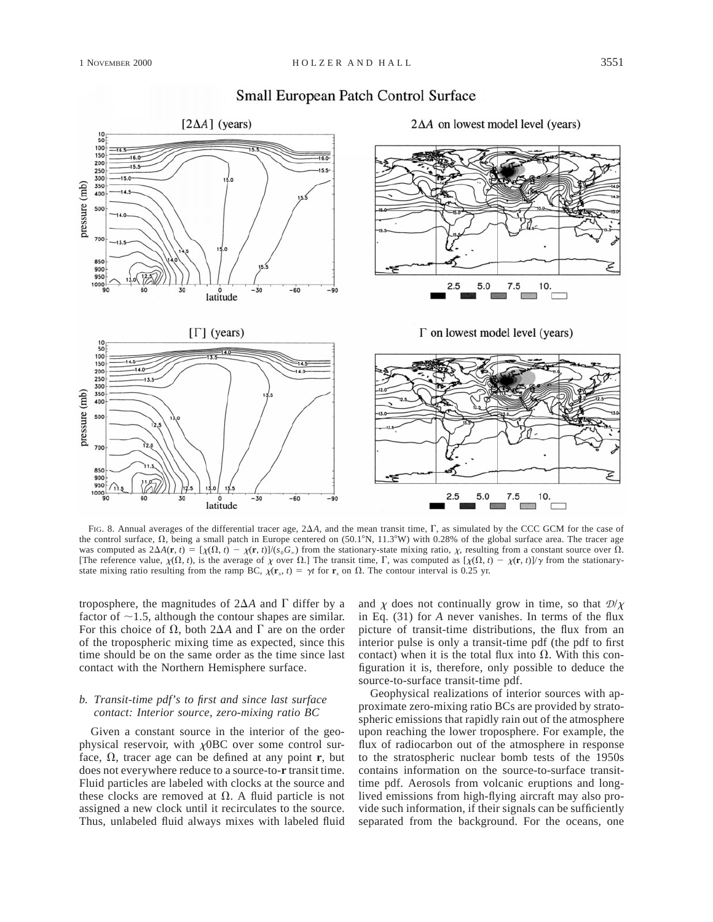Small European Patch Control Surface

FIG. 8. Annual averages of the differential tracer age, $2\Delta A$, and the mean transit time, $\Gamma$, as simulated by the CCC GCM for the case of the control surface, $\Omega$, being a small patch in Europe centered on (50.1°N, 11.3°W) with 0.28% of the global surface area. The tracer age was computed as $2\Delta A(\mathbf{r}, t) = [\chi(\Omega, t) - \chi(\mathbf{r}, t)]/(s_0 G_\infty)$ from the stationary-state mixing ratio, $\chi$, resulting from a constant source over $\Omega$. [The reference value, $\chi(\Omega, t)$, is the average of $\chi$ over $\Omega$.] The transit time, $\Gamma$, was computed as $[\chi(\Omega, t) - \chi(\mathbf{r}, t)]/\gamma$ from the stationary-state mixing ratio resulting from the ramp BC, $\chi(\mathbf{r}_s, t) = \gamma t$ for $\mathbf{r}_s$ on $\Omega$. The contour interval is 0.25 yr.

troposphere, the magnitudes of $2\Delta A$ and $\Gamma$ differ by a factor of ~1.5, although the contour shapes are similar. For this choice of $\Omega$, both $2\Delta A$ and $\Gamma$ are on the order of the tropospheric mixing time as expected, since this time should be on the same order as the time since last contact with the Northern Hemisphere surface.

### b. Transit-time pdf's to first and since last surface contact: Interior source, zero-mixing ratio BC

Given a constant source in the interior of the geophysical reservoir, with $\chi$0BC over some control surface, $\Omega$, tracer age can be defined at any point $\mathbf{r}$, but does not everywhere reduce to a source-to-$\mathbf{r}$ transit time. Fluid particles are labeled with clocks at the source and these clocks are removed at $\Omega$. A fluid particle is not assigned a new clock until it recirculates to the source. Thus, unlabeled fluid always mixes with labeled fluid and $\chi$ does not continually grow in time, so that $\mathcal{D}/\chi$ in Eq. (31) for $A$ never vanishes. In terms of the flux picture of transit-time distributions, the flux from an interior pulse is only a transit-time pdf (the pdf to first contact) when it is the total flux into $\Omega$. With this configuration it is, therefore, only possible to deduce the source-to-surface transit-time pdf.

Geophysical realizations of interior sources with approximate zero-mixing ratio BCs are provided by stratospheric emissions that rapidly rain out of the atmosphere upon reaching the lower troposphere. For example, the flux of radiocarbon out of the atmosphere in response to the stratospheric nuclear bomb tests of the 1950s contains information on the source-to-surface transit-time pdf. Aerosols from volcanic eruptions and long-lived emissions from high-flying aircraft may also provide such information, if their signals can be sufficiently separated from the background. For the oceans, one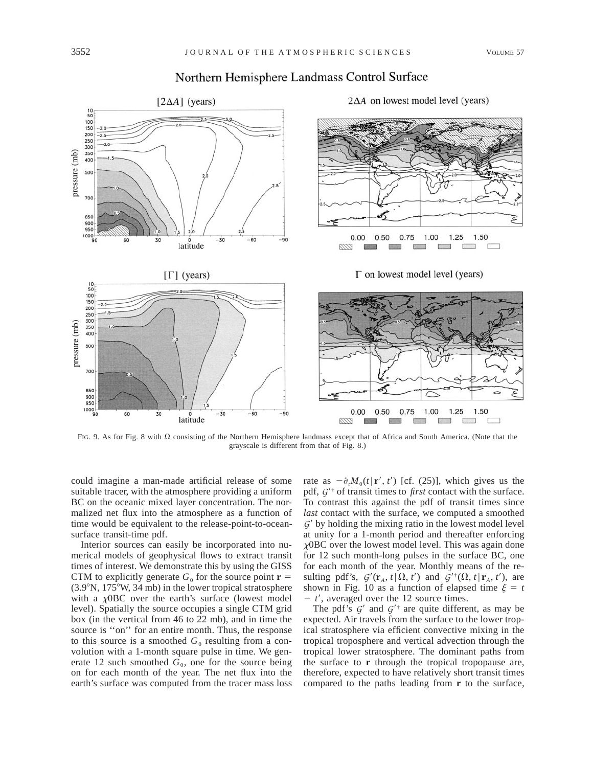## Northern Hemisphere Landmass Control Surface

FIG. 9. As for Fig. 8 with $\Omega$ consisting of the Northern Hemisphere landmass except that of Africa and South America. (Note that the grayscale is different from that of Fig. 8.)

could imagine a man-made artificial release of some suitable tracer, with the atmosphere providing a uniform BC on the oceanic mixed layer concentration. The normalized net flux into the atmosphere as a function of time would be equivalent to the release-point-to-ocean-surface transit-time pdf.

Interior sources can easily be incorporated into numerical models of geophysical flows to extract transit times of interest. We demonstrate this by using the GISS CTM to explicitly generate $G_0$ for the source point $\mathbf{r}$ = (3.9°N, 175°W, 34 mb) in the lower tropical stratosphere with a $\chi$0BC over the earth's surface (lowest model level). Spatially the source occupies a single CTM grid box (in the vertical from 46 to 22 mb), and in time the source is ''on'' for an entire month. Thus, the response to this source is a smoothed $G_0$ resulting from a convolution with a 1-month square pulse in time. We generate 12 such smoothed $G_0$, one for the source being on for each month of the year. The net flux into the earth's surface was computed from the tracer mass loss rate as $-\partial_t M_0(t|\mathbf{r}', t')$ [cf. (25)], which gives us the pdf, $\mathcal{G}'^{\dagger}$ of transit times to *first* contact with the surface. To contrast this against the pdf of transit times since *last* contact with the surface, we computed a smoothed $\mathcal{G}'$ by holding the mixing ratio in the lowest model level at unity for a 1-month period and thereafter enforcing $\chi$0BC over the lowest model level. This was again done for 12 such month-long pulses in the surface BC, one for each month of the year. Monthly means of the resulting pdf's, $\mathcal{G}'(\mathbf{r}_A, t|\Omega, t')$ and $\mathcal{G}'^{\dagger}(\Omega, t|\mathbf{r}_A, t')$, are shown in Fig. 10 as a function of elapsed time $\xi = t - t'$, averaged over the 12 source times.

The pdf's $\mathcal{G}'$ and $\mathcal{G}'^{\dagger}$ are quite different, as may be expected. Air travels from the surface to the lower tropical stratosphere via efficient convective mixing in the tropical troposphere and vertical advection through the tropical lower stratosphere. The dominant paths from the surface to $\mathbf{r}$ through the tropical tropopause are, therefore, expected to have relatively short transit times compared to the paths leading from $\mathbf{r}$ to the surface,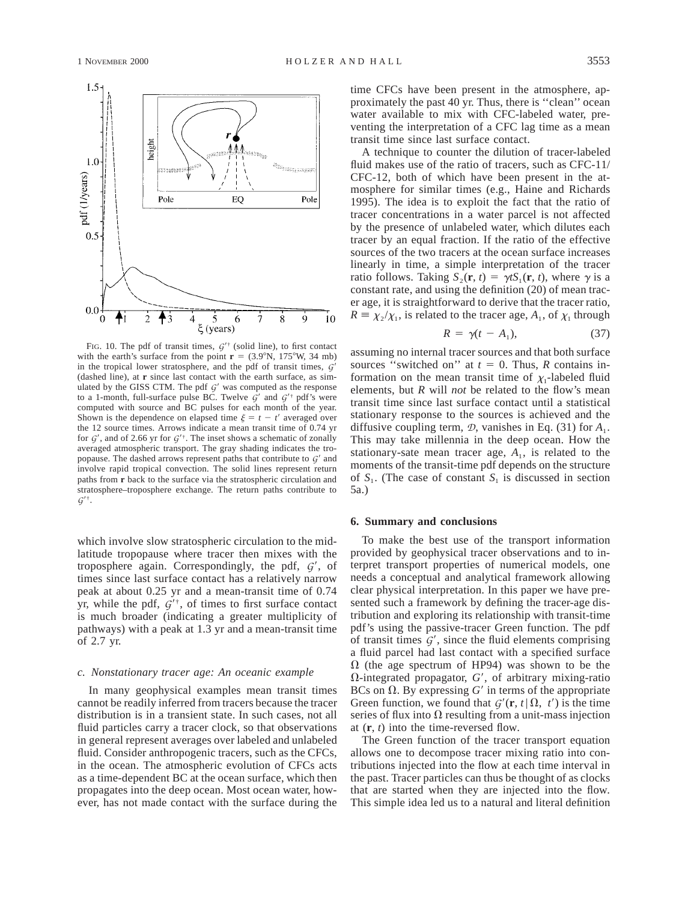FIG. 10. The pdf of transit times, $\mathcal{G}'^{\dagger}$ (solid line), to first contact with the earth's surface from the point $\mathbf{r}$ = (3.9°N, 175°W, 34 mb) in the tropical lower stratosphere, and the pdf of transit times, $\mathcal{G}'$ (dashed line), at $\mathbf{r}$ since last contact with the earth surface, as simulated by the GISS CTM. The pdf $\mathcal{G}'$ was computed as the response to a 1-month, full-surface pulse BC. Twelve $\mathcal{G}'$ and $\mathcal{G}'^{\dagger}$ pdf's were computed with source and BC pulses for each month of the year. Shown is the dependence on elapsed time $\xi = t - t'$ averaged over the 12 source times. Arrows indicate a mean transit time of 0.74 yr for $\mathcal{G}'$, and of 2.66 yr for $\mathcal{G}'^{\dagger}$. The inset shows a schematic of zonally averaged atmospheric transport. The gray shading indicates the tropopause. The dashed arrows represent paths that contribute to $\mathcal{G}'$ and involve rapid tropical convection. The solid lines represent return paths from $\mathbf{r}$ back to the surface via the stratospheric circulation and stratosphere–troposphere exchange. The return paths contribute to $\mathcal{G}'^{\dagger}$.

which involve slow stratospheric circulation to the midlatitude tropopause where tracer then mixes with the troposphere again. Correspondingly, the pdf, $\mathcal{G}'$, of times since last surface contact has a relatively narrow peak at about 0.25 yr and a mean-transit time of 0.74 yr, while the pdf, $\mathcal{G}'^{\dagger}$, of times to first surface contact is much broader (indicating a greater multiplicity of pathways) with a peak at 1.3 yr and a mean-transit time of 2.7 yr.

### *c. Nonstationary tracer age: An oceanic example*

In many geophysical examples mean transit times cannot be readily inferred from tracers because the tracer distribution is in a transient state. In such cases, not all fluid particles carry a tracer clock, so that observations in general represent averages over labeled and unlabeled fluid. Consider anthropogenic tracers, such as the CFCs, in the ocean. The atmospheric evolution of CFCs acts as a time-dependent BC at the ocean surface, which then propagates into the deep ocean. Most ocean water, however, has not made contact with the surface during the time CFCs have been present in the atmosphere, approximately the past 40 yr. Thus, there is ''clean'' ocean water available to mix with CFC-labeled water, preventing the interpretation of a CFC lag time as a mean transit time since last surface contact.

A technique to counter the dilution of tracer-labeled fluid makes use of the ratio of tracers, such as CFC-11/CFC-12, both of which have been present in the atmosphere for similar times (e.g., Haine and Richards 1995). The idea is to exploit the fact that the ratio of tracer concentrations in a water parcel is not affected by the presence of unlabeled water, which dilutes each tracer by an equal fraction. If the ratio of the effective sources of the two tracers at the ocean surface increases linearly in time, a simple interpretation of the tracer ratio follows. Taking $S_2(\mathbf{r}, t) = \gamma t S_1(\mathbf{r}, t)$, where $\gamma$ is a constant rate, and using the definition (20) of mean tracer age, it is straightforward to derive that the tracer ratio, $R \equiv \chi_2/\chi_1$, is related to the tracer age, $A_1$, of $\chi_1$ through

$$R = \gamma(t - A_1), \tag{37}$$

assuming no internal tracer sources and that both surface sources ''switched on'' at $t = 0$. Thus, $R$ contains information on the mean transit time of $\chi_1$-labeled fluid elements, but $R$ will *not* be related to the flow's mean transit time since last surface contact until a statistical stationary response to the sources is achieved and the diffusive coupling term, $\mathcal{D}$, vanishes in Eq. (31) for $A_1$. This may take millennia in the deep ocean. How the stationary-sate mean tracer age, $A_1$, is related to the moments of the transit-time pdf depends on the structure of $S_1$. (The case of constant $S_1$ is discussed in section 5a.)

## 6. Summary and conclusions

To make the best use of the transport information provided by geophysical tracer observations and to interpret transport properties of numerical models, one needs a conceptual and analytical framework allowing clear physical interpretation. In this paper we have presented such a framework by defining the tracer-age distribution and exploring its relationship with transit-time pdf's using the passive-tracer Green function. The pdf of transit times $\mathcal{G}'$, since the fluid elements comprising a fluid parcel had last contact with a specified surface $\Omega$ (the age spectrum of HP94) was shown to be the $\Omega$-integrated propagator, $G'$, of arbitrary mixing-ratio BCs on $\Omega$. By expressing $G'$ in terms of the appropriate Green function, we found that $\mathcal{G}'(\mathbf{r}, t|\Omega, t')$ is the time series of flux into $\Omega$ resulting from a unit-mass injection at $(\mathbf{r}, t)$ into the time-reversed flow.

The Green function of the tracer transport equation allows one to decompose tracer mixing ratio into contributions injected into the flow at each time interval in the past. Tracer particles can thus be thought of as clocks that are started when they are injected into the flow. This simple idea led us to a natural and literal definition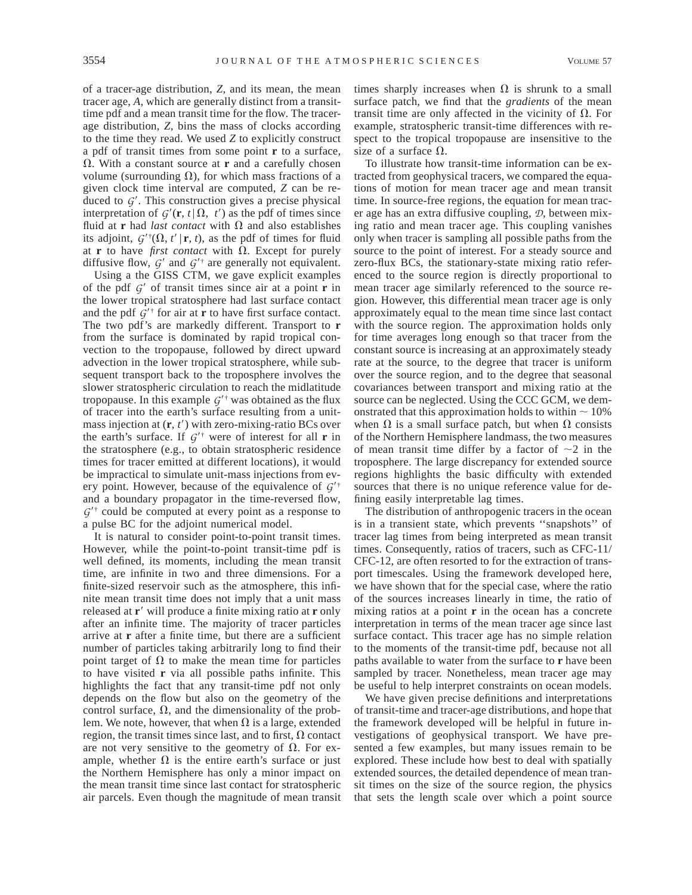of a tracer-age distribution, $Z$, and its mean, the mean tracer age, $A$, which are generally distinct from a transit-time pdf and a mean transit time for the flow. The tracer-age distribution, $Z$, bins the mass of clocks according to the time they read. We used $Z$ to explicitly construct a pdf of transit times from some point $\mathbf{r}$ to a surface, $\Omega$. With a constant source at $\mathbf{r}$ and a carefully chosen volume (surrounding $\Omega$), for which mass fractions of a given clock time interval are computed, $Z$ can be reduced to $\mathcal{G}'$. This construction gives a precise physical interpretation of $\mathcal{G}'(\mathbf{r}, t | \Omega, t')$ as the pdf of times since fluid at $\mathbf{r}$ had *last contact* with $\Omega$ and also establishes its adjoint, $\mathcal{G}'^{\dagger}(\Omega, t' | \mathbf{r}, t)$, as the pdf of times for fluid at $\mathbf{r}$ to have *first contact* with $\Omega$. Except for purely diffusive flow, $\mathcal{G}'$ and $\mathcal{G}'^{\dagger}$ are generally not equivalent.

Using a the GISS CTM, we gave explicit examples of the pdf $\mathcal{G}'$ of transit times since air at a point $\mathbf{r}$ in the lower tropical stratosphere had last surface contact and the pdf $\mathcal{G}'^{\dagger}$ for air at $\mathbf{r}$ to have first surface contact. The two pdf's are markedly different. Transport to $\mathbf{r}$ from the surface is dominated by rapid tropical convection to the tropopause, followed by direct upward advection in the lower tropical stratosphere, while subsequent transport back to the troposphere involves the slower stratospheric circulation to reach the midlatitude tropopause. In this example $\mathcal{G}'^{\dagger}$ was obtained as the flux of tracer into the earth's surface resulting from a unit-mass injection at $(\mathbf{r}, t')$ with zero-mixing-ratio BCs over the earth's surface. If $\mathcal{G}'^{\dagger}$ were of interest for all $\mathbf{r}$ in the stratosphere (e.g., to obtain stratospheric residence times for tracer emitted at different locations), it would be impractical to simulate unit-mass injections from every point. However, because of the equivalence of $\mathcal{G}'^{\dagger}$ and a boundary propagator in the time-reversed flow, $\mathcal{G}'^{\dagger}$ could be computed at every point as a response to a pulse BC for the adjoint numerical model.

It is natural to consider point-to-point transit times. However, while the point-to-point transit-time pdf is well defined, its moments, including the mean transit time, are infinite in two and three dimensions. For a finite-sized reservoir such as the atmosphere, this infinite mean transit time does not imply that a unit mass released at $\mathbf{r}'$ will produce a finite mixing ratio at $\mathbf{r}$ only after an infinite time. The majority of tracer particles arrive at $\mathbf{r}$ after a finite time, but there are a sufficient number of particles taking arbitrarily long to find their point target of $\Omega$ to make the mean time for particles to have visited $\mathbf{r}$ via all possible paths infinite. This highlights the fact that any transit-time pdf not only depends on the flow but also on the geometry of the control surface, $\Omega$, and the dimensionality of the problem. We note, however, that when $\Omega$ is a large, extended region, the transit times since last, and to first, $\Omega$ contact are not very sensitive to the geometry of $\Omega$. For example, whether $\Omega$ is the entire earth's surface or just the Northern Hemisphere has only a minor impact on the mean transit time since last contact for stratospheric air parcels. Even though the magnitude of mean transit times sharply increases when $\Omega$ is shrunk to a small surface patch, we find that the *gradients* of the mean transit time are only affected in the vicinity of $\Omega$. For example, stratospheric transit-time differences with respect to the tropical tropopause are insensitive to the size of a surface $\Omega$.

To illustrate how transit-time information can be extracted from geophysical tracers, we compared the equations of motion for mean tracer age and mean transit time. In source-free regions, the equation for mean tracer age has an extra diffusive coupling, $\mathcal{D}$, between mixing ratio and mean tracer age. This coupling vanishes only when tracer is sampling all possible paths from the source to the point of interest. For a steady source and zero-flux BCs, the stationary-state mixing ratio referenced to the source region is directly proportional to mean tracer age similarly referenced to the source region. However, this differential mean tracer age is only approximately equal to the mean time since last contact with the source region. The approximation holds only for time averages long enough so that tracer from the constant source is increasing at an approximately steady rate at the source, to the degree that tracer is uniform over the source region, and to the degree that seasonal covariances between transport and mixing ratio at the source can be neglected. Using the CCC GCM, we demonstrated that this approximation holds to within $\sim 10\%$ when $\Omega$ is a small surface patch, but when $\Omega$ consists of the Northern Hemisphere landmass, the two measures of mean transit time differ by a factor of $\sim 2$ in the troposphere. The large discrepancy for extended source regions highlights the basic difficulty with extended sources that there is no unique reference value for defining easily interpretable lag times.

The distribution of anthropogenic tracers in the ocean is in a transient state, which prevents ''snapshots'' of tracer lag times from being interpreted as mean transit times. Consequently, ratios of tracers, such as CFC-11/CFC-12, are often resorted to for the extraction of transport timescales. Using the framework developed here, we have shown that for the special case, where the ratio of the sources increases linearly in time, the ratio of mixing ratios at a point $\mathbf{r}$ in the ocean has a concrete interpretation in terms of the mean tracer age since last surface contact. This tracer age has no simple relation to the moments of the transit-time pdf, because not all paths available to water from the surface to $\mathbf{r}$ have been sampled by tracer. Nonetheless, mean tracer age may be useful to help interpret constraints on ocean models.

We have given precise definitions and interpretations of transit-time and tracer-age distributions, and hope that the framework developed will be helpful in future investigations of geophysical transport. We have presented a few examples, but many issues remain to be explored. These include how best to deal with spatially extended sources, the detailed dependence of mean transit times on the size of the source region, the physics that sets the length scale over which a point source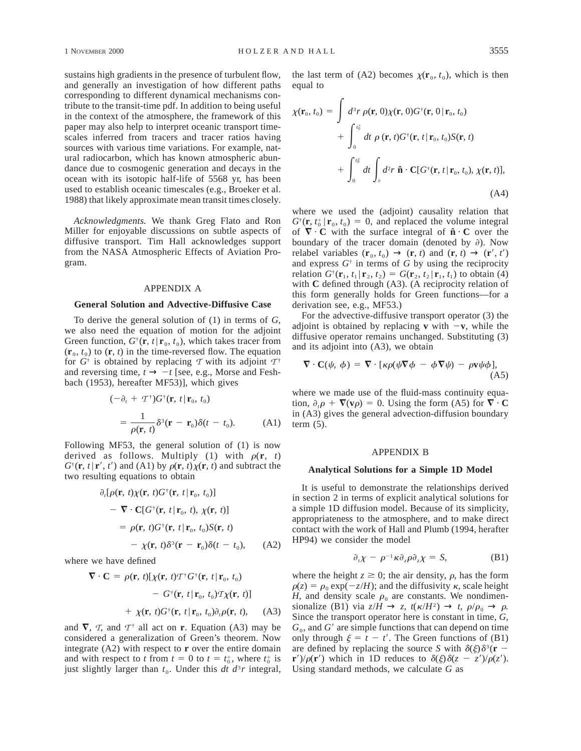sustains high gradients in the presence of turbulent flow, and generally an investigation of how different paths corresponding to different dynamical mechanisms contribute to the transit-time pdf. In addition to being useful in the context of the atmosphere, the framework of this paper may also help to interpret oceanic transport timescales inferred from tracers and tracer ratios having sources with various time variations. For example, natural radiocarbon, which has known atmospheric abundance due to cosmogenic generation and decays in the ocean with its isotopic half-life of 5568 yr, has been used to establish oceanic timescales (e.g., Broeker et al. 1988) that likely approximate mean transit times closely.

*Acknowledgments.* We thank Greg Flato and Ron Miller for enjoyable discussions on subtle aspects of diffusive transport. Tim Hall acknowledges support from the NASA Atmospheric Effects of Aviation Program.

## APPENDIX A

### General Solution and Advective-Diffusive Case

To derive the general solution of (1) in terms of $G$, we also need the equation of motion for the adjoint Green function, $G^{\dagger}(\mathbf{r}, t\,|\,\mathbf{r}_0, t_0)$, which takes tracer from $(\mathbf{r}_0, t_0)$ to $(\mathbf{r}, t)$ in the time-reversed flow. The equation for $G^{\dagger}$ is obtained by replacing $\mathcal{T}$ with its adjoint $\mathcal{T}^{\dagger}$ and reversing time, $t \to -t$ [see, e.g., Morse and Feshbach (1953), hereafter MF53)], which gives

$$(-\partial_t + \mathcal{T}^{\dagger})G^{\dagger}(\mathbf{r}, t\,|\,\mathbf{r}_0, t_0) = \frac{1}{\rho(\mathbf{r}, t)}\delta^3(\mathbf{r} - \mathbf{r}_0)\delta(t - t_0). \qquad \text{(A1)}$$

Following MF53, the general solution of (1) is now derived as follows. Multiply (1) with $\rho(\mathbf{r}, t)$ $G^{\dagger}(\mathbf{r}, t\,|\,\mathbf{r}', t')$ and (A1) by $\rho(\mathbf{r}, t)\chi(\mathbf{r}, t)$ and subtract the two resulting equations to obtain

$$\begin{aligned}\partial_t[\rho(\mathbf{r}, t)\chi(\mathbf{r}, t)G^{\dagger}(\mathbf{r}, t\,|\,\mathbf{r}_0, t_0)] &- \nabla\cdot\mathbf{C}[G^{\dagger}(\mathbf{r}, t\,|\,\mathbf{r}_0, t), \chi(\mathbf{r}, t)] \\ &= \rho(\mathbf{r}, t)G^{\dagger}(\mathbf{r}, t\,|\,\mathbf{r}_0, t_0)S(\mathbf{r}, t) \\ &\quad - \chi(\mathbf{r}, t)\delta^3(\mathbf{r} - \mathbf{r}_0)\delta(t - t_0), \qquad \text{(A2)}\end{aligned}$$

where we have defined

$$\begin{aligned}\nabla\cdot\mathbf{C} = \rho(\mathbf{r}, t)[\chi(\mathbf{r}, t)\mathcal{T}^{\dagger}G^{\dagger}(\mathbf{r}, t\,|\,\mathbf{r}_0, t_0) &- G^{\dagger}(\mathbf{r}, t\,|\,\mathbf{r}_0, t_0)\mathcal{T}\chi(\mathbf{r}, t)] \\ &+ \chi(\mathbf{r}, t)G^{\dagger}(\mathbf{r}, t\,|\,\mathbf{r}_0, t_0)\partial_t\rho(\mathbf{r}, t), \qquad \text{(A3)}\end{aligned}$$

and $\nabla$, $\mathcal{T}$, and $\mathcal{T}^{\dagger}$ all act on $\mathbf{r}$. Equation (A3) may be considered a generalization of Green's theorem. Now integrate (A2) with respect to $\mathbf{r}$ over the entire domain and with respect to $t$ from $t = 0$ to $t = t_0^+$, where $t_0^+$ is just slightly larger than $t_0$. Under this $dt\, d^3r$ integral, the last term of (A2) becomes $\chi(\mathbf{r}_0, t_0)$, which is then equal to

$$\begin{aligned}\chi(\mathbf{r}_0, t_0) = \int d^3r\, \rho(\mathbf{r}, 0)\chi(\mathbf{r}, 0)G^{\dagger}(\mathbf{r}, 0\,|\,\mathbf{r}_0, t_0) &+ \int_0^{t_0^+} dt\, \rho(\mathbf{r}, t)G^{\dagger}(\mathbf{r}, t\,|\,\mathbf{r}_0, t_0)S(\mathbf{r}, t) \\ &+ \int_0^{t_0^+} dt \int_{\partial} d^2r\, \hat{\mathbf{n}}\cdot\mathbf{C}[G^{\dagger}(\mathbf{r}, t\,|\,\mathbf{r}_0, t_0), \chi(\mathbf{r}, t)], \qquad \text{(A4)}\end{aligned}$$

where we used the (adjoint) causality relation that $G^{\dagger}(\mathbf{r}, t_0^+\,|\,\mathbf{r}_0, t_0) = 0$, and replaced the volume integral of $\nabla\cdot\mathbf{C}$ with the surface integral of $\hat{\mathbf{n}}\cdot\mathbf{C}$ over the boundary of the tracer domain (denoted by $\partial$). Now relabel variables $(\mathbf{r}_0, t_0) \to (\mathbf{r}, t)$ and $(\mathbf{r}, t) \to (\mathbf{r}', t')$ and express $G^{\dagger}$ in terms of $G$ by using the reciprocity relation $G^{\dagger}(\mathbf{r}_1, t_1\,|\,\mathbf{r}_2, t_2) = G(\mathbf{r}_2, t_2\,|\,\mathbf{r}_1, t_1)$ to obtain (4) with $\mathbf{C}$ defined through (A3). (A reciprocity relation of this form generally holds for Green functions—for a derivation see, e.g., MF53.)

For the advective-diffusive transport operator (3) the adjoint is obtained by replacing $\mathbf{v}$ with $-\mathbf{v}$, while the diffusive operator remains unchanged. Substituting (3) and its adjoint into (A3), we obtain

$$\nabla\cdot\mathbf{C}(\psi, \phi) = \nabla\cdot[\kappa\rho(\psi\nabla\phi - \phi\nabla\psi) - \rho\mathbf{v}\psi\phi], \qquad \text{(A5)}$$

where we made use of the fluid-mass continuity equation, $\partial_t\rho + \nabla(\mathbf{v}\rho) = 0$. Using the form (A5) for $\nabla\cdot\mathbf{C}$ in (A3) gives the general advection-diffusion boundary term (5).

## APPENDIX B

### Analytical Solutions for a Simple 1D Model

It is useful to demonstrate the relationships derived in section 2 in terms of explicit analytical solutions for a simple 1D diffusion model. Because of its simplicity, appropriateness to the atmosphere, and to make direct contact with the work of Hall and Plumb (1994, herafter HP94) we consider the model

$$\partial_t\chi - \rho^{-1}\kappa\partial_z\rho\partial_z\chi = S, \qquad \text{(B1)}$$

where the height $z \geq 0$; the air density, $\rho$, has the form $\rho(z) = \rho_0\exp(-z/H)$; and the diffusivity $\kappa$, scale height $H$, and density scale $\rho_0$ are constants. We nondimensionalize (B1) via $z/H \to z$, $t(\kappa/H^2) \to t$, $\rho/\rho_0 \to \rho$. Since the transport operator here is constant in time, $G$, $G_0$, and $G'$ are simple functions that can depend on time only through $\xi = t - t'$. The Green functions of (B1) are defined by replacing the source $S$ with $\delta(\xi)\delta^3(\mathbf{r} - \mathbf{r}')/\rho(\mathbf{r}')$ which in 1D reduces to $\delta(\xi)\delta(z - z')/\rho(z')$. Using standard methods, we calculate $G$ as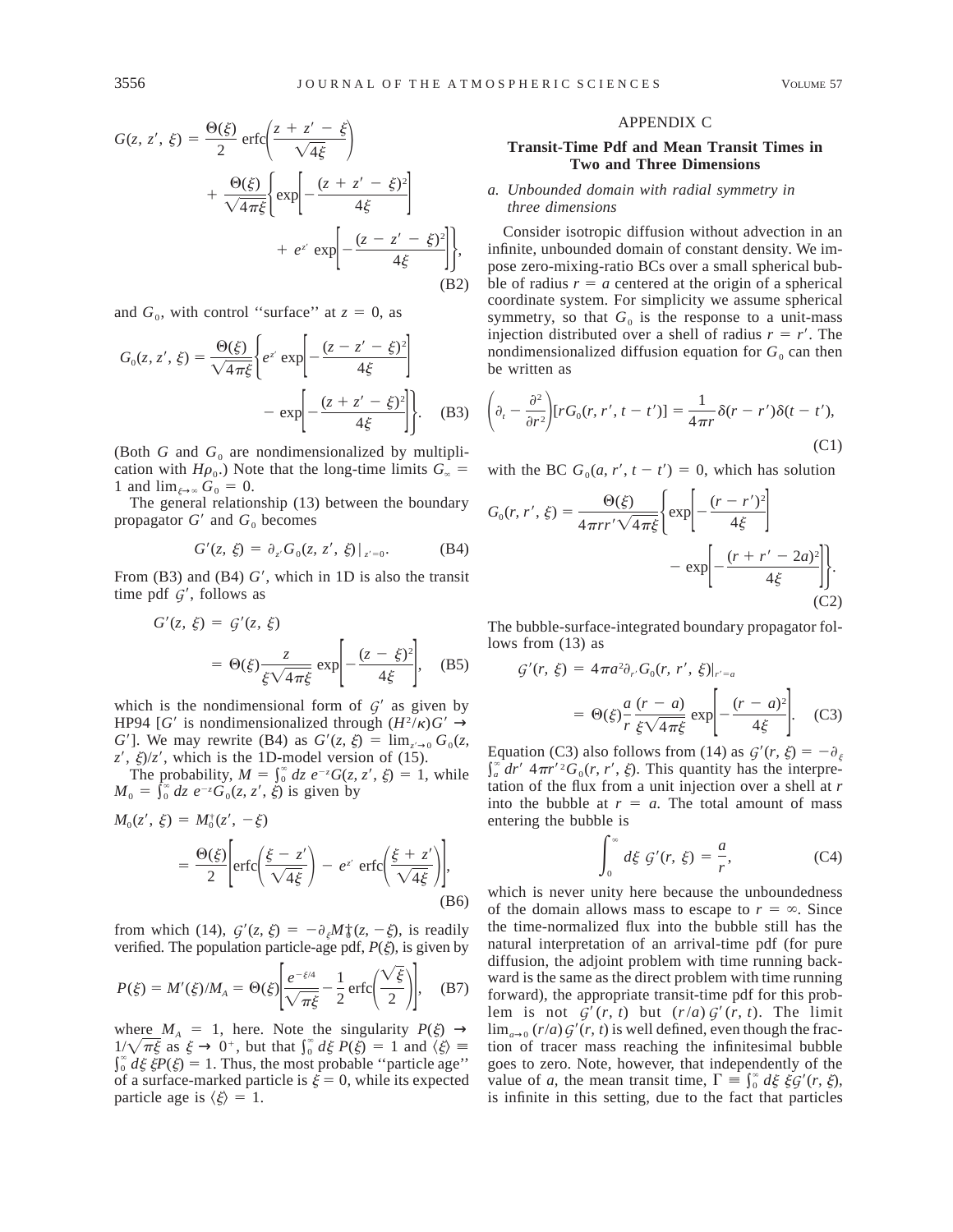$$G(z, z', \xi) = \frac{\Theta(\xi)}{2} \operatorname{erfc}\left(\frac{z + z' - \xi}{\sqrt{4\xi}}\right) + \frac{\Theta(\xi)}{\sqrt{4\pi\xi}}\left\{\exp\left[-\frac{(z + z' - \xi)^2}{4\xi}\right] + e^{z'} \exp\left[-\frac{(z - z' - \xi)^2}{4\xi}\right]\right\}, \tag{B2}$$

and $G_0$, with control "surface" at $z = 0$, as

$$G_0(z, z', \xi) = \frac{\Theta(\xi)}{\sqrt{4\pi\xi}}\left\{e^{z'} \exp\left[-\frac{(z - z' - \xi)^2}{4\xi}\right] - \exp\left[-\frac{(z + z' - \xi)^2}{4\xi}\right]\right\}. \tag{B3}$$

(Both $G$ and $G_0$ are nondimensionalized by multiplication with $H\rho_0$.) Note that the long-time limits $G_\infty = 1$ and $\lim_{\xi\to\infty} G_0 = 0$.

The general relationship (13) between the boundary propagator $G'$ and $G_0$ becomes

$$G'(z, \xi) = \partial_{z'} G_0(z, z', \xi)|_{z'=0}. \tag{B4}$$

From (B3) and (B4) $G'$, which in 1D is also the transit time pdf $\mathcal{G}'$, follows as

$$G'(z, \xi) = \mathcal{G}'(z, \xi) = \Theta(\xi)\frac{z}{\xi\sqrt{4\pi\xi}} \exp\left[-\frac{(z - \xi)^2}{4\xi}\right], \tag{B5}$$

which is the nondimensional form of $\mathcal{G}'$ as given by HP94 [$G'$ is nondimensionalized through $(H^2/\kappa)G' \to G'$]. We may rewrite (B4) as $G'(z, \xi) = \lim_{z'\to 0} G_0(z, z', \xi)/z'$, which is the 1D-model version of (15).

The probability, $M = \int_0^\infty dz\, e^{-z}G(z, z', \xi) = 1$, while $M_0 = \int_0^\infty dz\, e^{-z}G_0(z, z', \xi)$ is given by

$$M_0(z', \xi) = M_0^\dagger(z', -\xi) = \frac{\Theta(\xi)}{2}\left[\operatorname{erfc}\left(\frac{\xi - z'}{\sqrt{4\xi}}\right) - e^{z'} \operatorname{erfc}\left(\frac{\xi + z'}{\sqrt{4\xi}}\right)\right], \tag{B6}$$

from which (14), $\mathcal{G}'(z, \xi) = -\partial_\xi M_0^\dagger(z, -\xi)$, is readily verified. The population particle-age pdf, $P(\xi)$, is given by

$$P(\xi) = M'(\xi)/M_A = \Theta(\xi)\left[\frac{e^{-\xi/4}}{\sqrt{\pi\xi}} - \frac{1}{2}\operatorname{erfc}\left(\frac{\sqrt{\xi}}{2}\right)\right], \tag{B7}$$

where $M_A = 1$, here. Note the singularity $P(\xi) \to 1/\sqrt{\pi\xi}$ as $\xi \to 0^+$, but that $\int_0^\infty d\xi\, P(\xi) = 1$ and $\langle\xi\rangle \equiv \int_0^\infty d\xi\, \xi P(\xi) = 1$. Thus, the most probable "particle age" of a surface-marked particle is $\xi = 0$, while its expected particle age is $\langle\xi\rangle = 1$.

## APPENDIX C

### Transit-Time Pdf and Mean Transit Times in Two and Three Dimensions

#### *a. Unbounded domain with radial symmetry in three dimensions*

Consider isotropic diffusion without advection in an infinite, unbounded domain of constant density. We impose zero-mixing-ratio BCs over a small spherical bubble of radius $r = a$ centered at the origin of a spherical coordinate system. For simplicity we assume spherical symmetry, so that $G_0$ is the response to a unit-mass injection distributed over a shell of radius $r = r'$. The nondimensionalized diffusion equation for $G_0$ can then be written as

$$\left(\partial_t - \frac{\partial^2}{\partial r^2}\right)[rG_0(r, r', t - t')] = \frac{1}{4\pi r}\delta(r - r')\delta(t - t'), \tag{C1}$$

with the BC $G_0(a, r', t - t') = 0$, which has solution

$$G_0(r, r', \xi) = \frac{\Theta(\xi)}{4\pi r r'\sqrt{4\pi\xi}}\left\{\exp\left[-\frac{(r - r')^2}{4\xi}\right] - \exp\left[-\frac{(r + r' - 2a)^2}{4\xi}\right]\right\}. \tag{C2}$$

The bubble-surface-integrated boundary propagator follows from (13) as

$$\mathcal{G}'(r, \xi) = 4\pi a^2 \partial_{r'} G_0(r, r', \xi)|_{r'=a} = \Theta(\xi)\frac{a}{r}\frac{(r - a)}{\xi\sqrt{4\pi\xi}} \exp\left[-\frac{(r - a)^2}{4\xi}\right]. \tag{C3}$$

Equation (C3) also follows from (14) as $\mathcal{G}'(r, \xi) = -\partial_\xi \int_a^\infty dr'\, 4\pi r'^2 G_0(r, r', \xi)$. This quantity has the interpretation of the flux from a unit injection over a shell at $r$ into the bubble at $r = a$. The total amount of mass entering the bubble is

$$\int_0^\infty d\xi\, \mathcal{G}'(r, \xi) = \frac{a}{r}, \tag{C4}$$

which is never unity here because the unboundedness of the domain allows mass to escape to $r = \infty$. Since the time-normalized flux into the bubble still has the natural interpretation of an arrival-time pdf (for pure diffusion, the adjoint problem with time running backward is the same as the direct problem with time running forward), the appropriate transit-time pdf for this problem is not $\mathcal{G}'(r, t)$ but $(r/a)\mathcal{G}'(r, t)$. The limit $\lim_{a\to 0}(r/a)\mathcal{G}'(r, t)$ is well defined, even though the fraction of tracer mass reaching the infinitesimal bubble goes to zero. Note, however, that independently of the value of $a$, the mean transit time, $\Gamma \equiv \int_0^\infty d\xi\, \xi\mathcal{G}'(r, \xi)$, is infinite in this setting, due to the fact that particles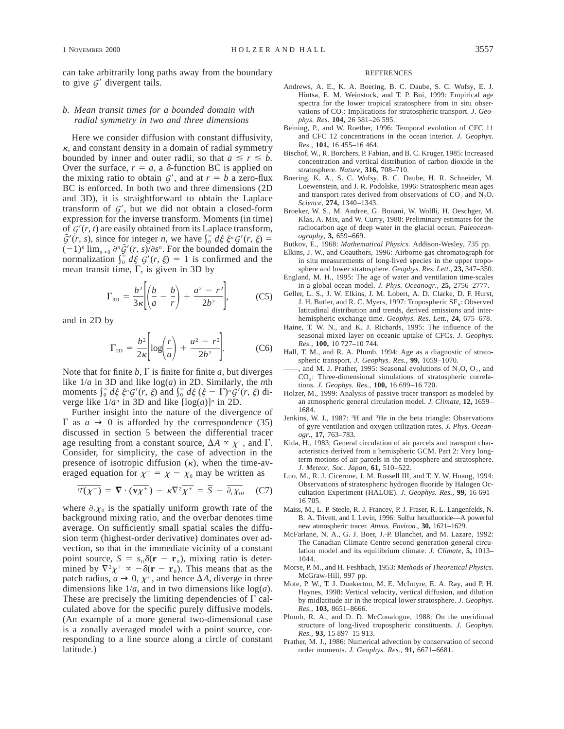can take arbitrarily long paths away from the boundary to give $\mathcal{G}'$ divergent tails.

### *b. Mean transit times for a bounded domain with radial symmetry in two and three dimensions*

Here we consider diffusion with constant diffusivity, $\kappa$, and constant density in a domain of radial symmetry bounded by inner and outer radii, so that $a \le r \le b$. Over the surface, $r = a$, a $\delta$-function BC is applied on the mixing ratio to obtain $\mathcal{G}'$, and at $r = b$ a zero-flux BC is enforced. In both two and three dimensions (2D and 3D), it is straightforward to obtain the Laplace transform of $\mathcal{G}'$, but we did not obtain a closed-form expression for the inverse transform. Moments (in time) of $\mathcal{G}'(r, t)$ are easily obtained from its Laplace transform, $\tilde{\mathcal{G}}'(r, s)$, since for integer $n$, we have $\int_0^\infty d\xi\, \xi^n \mathcal{G}'(r, \xi) = (-1)^n \lim_{s\to 0} \partial^n \tilde{\mathcal{G}}'(r, s)/\partial s^n$. For the bounded domain the normalization $\int_0^\infty d\xi\, \mathcal{G}'(r, \xi) = 1$ is confirmed and the mean transit time, $\Gamma$, is given in 3D by

$$\Gamma_{3D} = \frac{b^2}{3\kappa}\left[\left(\frac{b}{a} - \frac{b}{r}\right) + \frac{a^2 - r^2}{2b^2}\right], \tag{C5}$$

and in 2D by

$$\Gamma_{2D} = \frac{b^2}{2\kappa}\left[\log\left(\frac{r}{a}\right) + \frac{a^2 - r^2}{2b^2}\right]. \tag{C6}$$

Note that for finite $b$, $\Gamma$ is finite for finite $a$, but diverges like $1/a$ in 3D and like $\log(a)$ in 2D. Similarly, the $n$th moments $\int_0^\infty d\xi\, \xi^n \mathcal{G}'(r, \xi)$ and $\int_0^\infty d\xi\, (\xi - \Gamma)^n \mathcal{G}'(r, \xi)$ diverge like $1/a^n$ in 3D and like $[\log(a)]^n$ in 2D.

Further insight into the nature of the divergence of $\Gamma$ as $a \to 0$ is afforded by the correspondence (35) discussed in section 5 between the differential tracer age resulting from a constant source, $\Delta A \propto \chi^+$, and $\Gamma$. Consider, for simplicity, the case of advection in the presence of isotropic diffusion ($\kappa$), when the time-averaged equation for $\chi^+ = \chi - \chi_0$ may be written as

$$\overline{\mathcal{T}(\chi^+)} = \nabla \cdot (\overline{\mathbf{v}\chi^+}) - \kappa\nabla^2\overline{\chi^+} = \overline{S} - \overline{\partial_t \chi_0}, \tag{C7}$$

where $\partial_t \chi_0$ is the spatially uniform growth rate of the background mixing ratio, and the overbar denotes time average. On sufficiently small spatial scales the diffusion term (highest-order derivative) dominates over advection, so that in the immediate vicinity of a constant point source, $\overline{S} = s_0\delta(\mathbf{r} - \mathbf{r}_0)$, mixing ratio is determined by $\nabla^2\overline{\chi^+} \propto -\delta(\mathbf{r} - \mathbf{r}_0)$. This means that as the patch radius, $a \to 0$, $\chi^+$, and hence $\Delta A$, diverge in three dimensions like $1/a$, and in two dimensions like $\log(a)$. These are precisely the limiting dependencies of $\Gamma$ calculated above for the specific purely diffusive models. (An example of a more general two-dimensional case is a zonally averaged model with a point source, corresponding to a line source along a circle of constant latitude.)

## REFERENCES

Andrews, A. E., K. A. Boering, B. C. Daube, S. C. Wofsy, E. J. Hintsa, E. M. Weinstock, and T. P. Bui, 1999: Empirical age spectra for the lower tropical stratosphere from in situ observations of $CO_2$: Implications for stratospheric transport. *J. Geophys. Res.* **104,** 26 581–26 595.

Beining, P., and W. Roether, 1996: Temporal evolution of CFC 11 and CFC 12 concentrations in the ocean interior. *J. Geophys. Res.,* **101,** 16 455–16 464.

Bischof, W., R. Borchers, P. Fabian, and B. C. Kruger, 1985: Increased concentration and vertical distribution of carbon dioxide in the stratosphere. *Nature,* **316,** 708–710.

Boering, K. A., S. C. Wofsy, B. C. Daube, H. R. Schneider, M. Loewenstein, and J. R. Podolske, 1996: Stratospheric mean ages and transport rates derived from observations of $CO_2$ and $N_2O$. *Science,* **274,** 1340–1343.

Broeker, W. S., M. Andree, G. Bonani, W. Wolfli, H. Oeschger, M. Klas, A. Mix, and W. Curry, 1988: Preliminary estimates for the radiocarbon age of deep water in the glacial ocean. *Paleoceanography,* **3,** 659–669.

Butkov, E., 1968: *Mathematical Physics.* Addison-Wesley, 735 pp.

Elkins, J. W., and Coauthors, 1996: Airborne gas chromatograph for in situ measurements of long-lived species in the upper troposphere and lower stratosphere. *Geophys. Res. Lett.,* **23,** 347–350.

England, M. H., 1995: The age of water and ventilation time-scales in a global ocean model. *J. Phys. Oceanogr.,* **25,** 2756–2777.

Geller, L. S., J. W. Elkins, J. M. Lobert, A. D. Clarke, D. F. Hurst, J. H. Butler, and R. C. Myers, 1997: Tropospheric $SF_6$: Observed latitudinal distribution and trends, derived emissions and interhemispheric exchange time. *Geophys. Res. Lett.,* **24,** 675–678.

Haine, T. W. N., and K. J. Richards, 1995: The influence of the seasonal mixed layer on oceanic uptake of CFCs. *J. Geophys. Res.,* **100,** 10 727–10 744.

Hall, T. M., and R. A. Plumb, 1994: Age as a diagnostic of stratospheric transport. *J. Geophys. Res.,* **99,** 1059–1070.

——, and M. J. Prather, 1995: Seasonal evolutions of $N_2O$, $O_2$, and $CO_2$: Three-dimensional simulations of stratospheric correlations. *J. Geophys. Res.,* **100,** 16 699–16 720.

Holzer, M., 1999: Analysis of passive tracer transport as modeled by an atmospheric general circulation model. *J. Climate,* **12,** 1659–1684.

Jenkins, W. J., 1987: $^3$H and $^3$He in the beta triangle: Observations of gyre ventilation and oxygen utilization rates. *J. Phys. Oceanogr.,* **17,** 763–783.

Kida, H., 1983: General circulation of air parcels and transport characteristics derived from a hemispheric GCM. Part 2: Very long-term motions of air parcels in the troposphere and stratosphere. *J. Meteor. Soc. Japan,* **61,** 510–522.

Luo, M., R. J. Cicerone, J. M. Russell III, and T. Y. W. Huang, 1994: Observations of stratospheric hydrogen fluoride by Halogen Occultation Experiment (HALOE). *J. Geophys. Res.,* **99,** 16 691–16 705.

Maiss, M., L. P. Steele, R. J. Francey, P. J. Fraser, R. L. Langenfelds, N. B. A. Trivett, and I. Levin, 1996: Sulfur hexafluoride—A powerful new atmospheric tracer. *Atmos. Environ.,* **30,** 1621–1629.

McFarlane, N. A., G. J. Boer, J.-P. Blanchet, and M. Lazare, 1992: The Canadian Climate Centre second generation general circulation model and its equilibrium climate. *J. Climate,* **5,** 1013–1044.

Morse, P. M., and H. Feshbach, 1953: *Methods of Theoretical Physics.* McGraw-Hill, 997 pp.

Mote, P. W., T. J. Dunkerton, M. E. McIntyre, E. A. Ray, and P. H. Haynes, 1998: Vertical velocity, vertical diffusion, and dilution by midlatitude air in the tropical lower stratosphere. *J. Geophys. Res.,* **103,** 8651–8666.

Plumb, R. A., and D. D. McConalogue, 1988: On the meridional structure of long-lived tropospheric constituents. *J. Geophys. Res.,* **93,** 15 897–15 913.

Prather, M. J., 1986: Numerical advection by conservation of second order moments. *J. Geophys. Res.,* **91,** 6671–6681.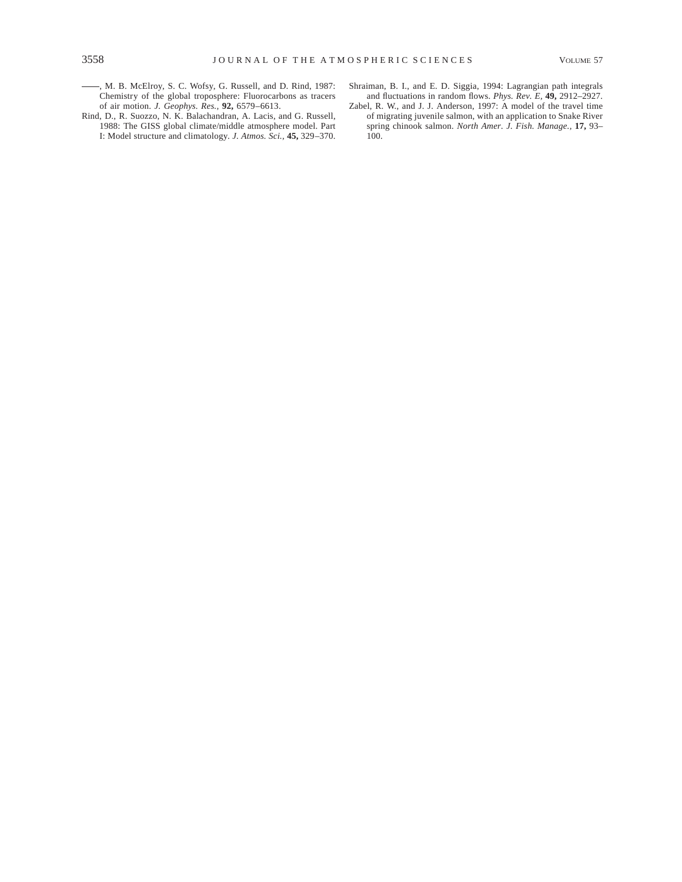——, M. B. McElroy, S. C. Wofsy, G. Russell, and D. Rind, 1987: Chemistry of the global troposphere: Fluorocarbons as tracers of air motion. *J. Geophys. Res.,* **92,** 6579–6613.

Rind, D., R. Suozzo, N. K. Balachandran, A. Lacis, and G. Russell, 1988: The GISS global climate/middle atmosphere model. Part I: Model structure and climatology. *J. Atmos. Sci.,* **45,** 329–370.

Shraiman, B. I., and E. D. Siggia, 1994: Lagrangian path integrals and fluctuations in random flows. *Phys. Rev. E,* **49,** 2912–2927.

Zabel, R. W., and J. J. Anderson, 1997: A model of the travel time of migrating juvenile salmon, with an application to Snake River spring chinook salmon. *North Amer. J. Fish. Manage.,* **17,** 93–100.